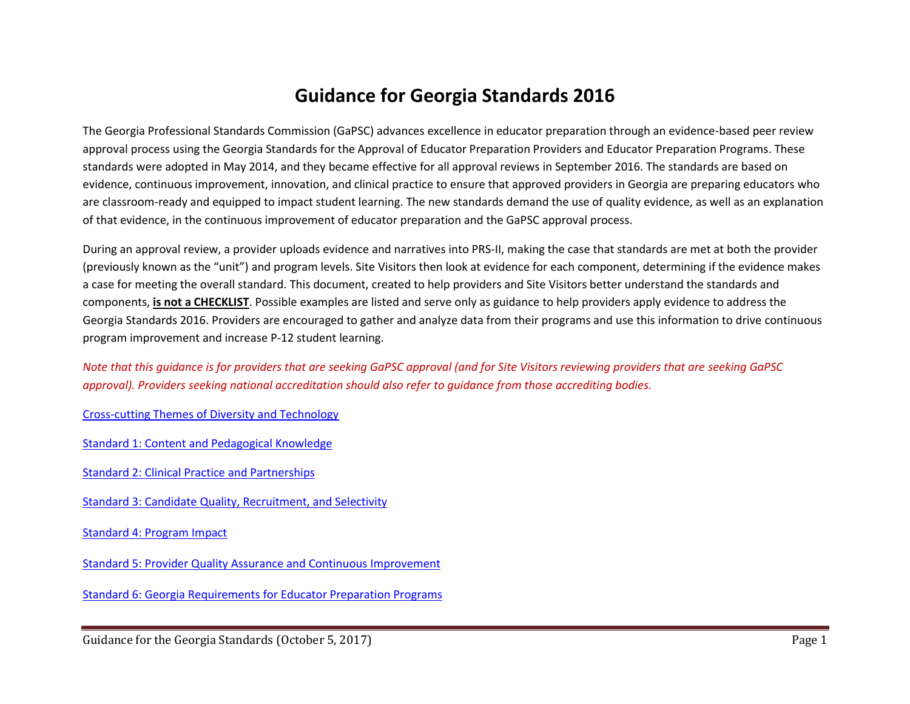# Guidance for Georgia Standards 2016

The Georgia Professional Standards Commission (GaPSC) advances excellence in educator preparation through an evidence-based peer review approval process using the Georgia Standards for the Approval of Educator Preparation Providers and Educator Preparation Programs. These standards were adopted in May 2014, and they became effective for all approval reviews in September 2016. The standards are based on evidence, continuous improvement, innovation, and clinical practice to ensure that approved providers in Georgia are preparing educators who are classroom-ready and equipped to impact student learning. The new standards demand the use of quality evidence, as well as an explanation of that evidence, in the continuous improvement of educator preparation and the GaPSC approval process.

During an approval review, a provider uploads evidence and narratives into PRS-II, making the case that standards are met at both the provider (previously known as the "unit") and program levels. Site Visitors then look at evidence for each component, determining if the evidence makes a case for meeting the overall standard. This document, created to help providers and Site Visitors better understand the standards and components, **is not a CHECKLIST**. Possible examples are listed and serve only as guidance to help providers apply evidence to address the Georgia Standards 2016. Providers are encouraged to gather and analyze data from their programs and use this information to drive continuous program improvement and increase P-12 student learning.

*Note that this guidance is for providers that are seeking GaPSC approval (and for Site Visitors reviewing providers that are seeking GaPSC approval). Providers seeking national accreditation should also refer to guidance from those accrediting bodies.*

Cross-cutting Themes of Diversity and Technology

Standard 1: Content and Pedagogical Knowledge

Standard 2: Clinical Practice and Partnerships

Standard 3: Candidate Quality, Recruitment, and Selectivity

Standard 4: Program Impact

Standard 5: Provider Quality Assurance and Continuous Improvement

Standard 6: Georgia Requirements for Educator Preparation Programs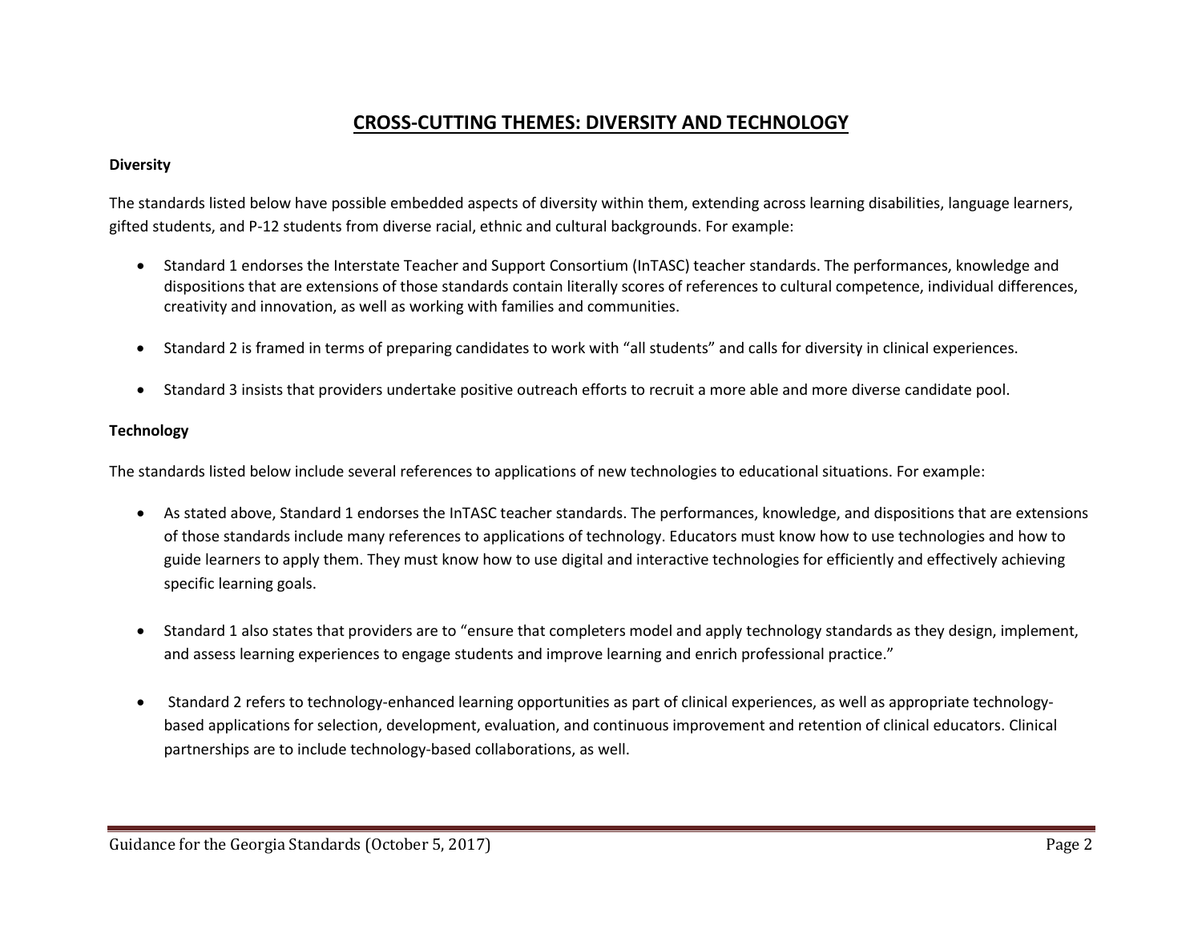# CROSS-CUTTING THEMES: DIVERSITY AND TECHNOLOGY

**Diversity**

The standards listed below have possible embedded aspects of diversity within them, extending across learning disabilities, language learners, gifted students, and P-12 students from diverse racial, ethnic and cultural backgrounds. For example:

- Standard 1 endorses the Interstate Teacher and Support Consortium (InTASC) teacher standards. The performances, knowledge and dispositions that are extensions of those standards contain literally scores of references to cultural competence, individual differences, creativity and innovation, as well as working with families and communities.
- Standard 2 is framed in terms of preparing candidates to work with "all students" and calls for diversity in clinical experiences.
- Standard 3 insists that providers undertake positive outreach efforts to recruit a more able and more diverse candidate pool.

**Technology**

The standards listed below include several references to applications of new technologies to educational situations. For example:

- As stated above, Standard 1 endorses the InTASC teacher standards. The performances, knowledge, and dispositions that are extensions of those standards include many references to applications of technology. Educators must know how to use technologies and how to guide learners to apply them. They must know how to use digital and interactive technologies for efficiently and effectively achieving specific learning goals.
- Standard 1 also states that providers are to "ensure that completers model and apply technology standards as they design, implement, and assess learning experiences to engage students and improve learning and enrich professional practice."
- Standard 2 refers to technology-enhanced learning opportunities as part of clinical experiences, as well as appropriate technology-based applications for selection, development, evaluation, and continuous improvement and retention of clinical educators. Clinical partnerships are to include technology-based collaborations, as well.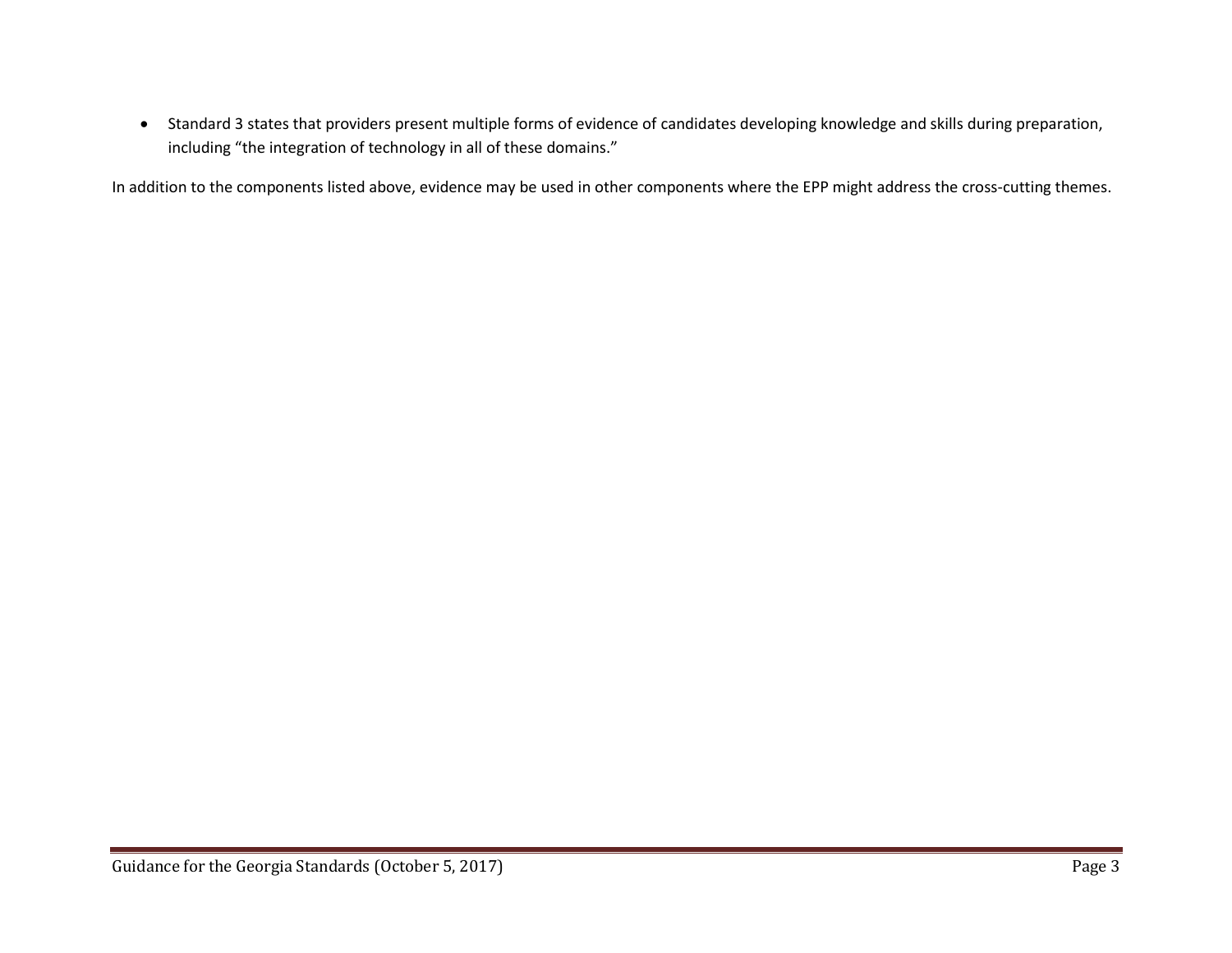- Standard 3 states that providers present multiple forms of evidence of candidates developing knowledge and skills during preparation, including "the integration of technology in all of these domains."

In addition to the components listed above, evidence may be used in other components where the EPP might address the cross-cutting themes.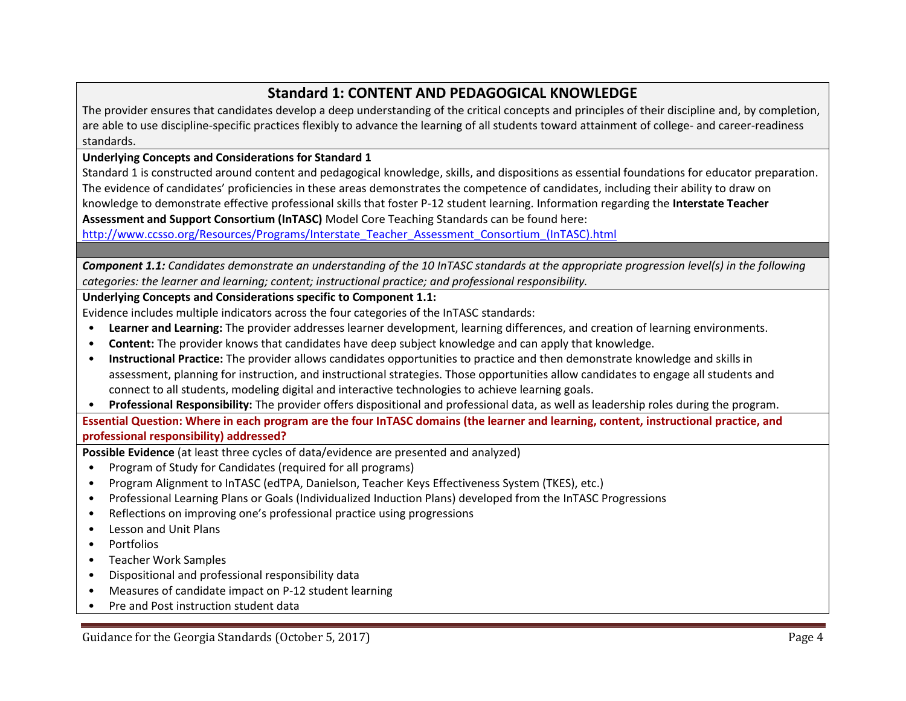## Standard 1: CONTENT AND PEDAGOGICAL KNOWLEDGE

The provider ensures that candidates develop a deep understanding of the critical concepts and principles of their discipline and, by completion, are able to use discipline-specific practices flexibly to advance the learning of all students toward attainment of college- and career-readiness standards.

**Underlying Concepts and Considerations for Standard 1**

Standard 1 is constructed around content and pedagogical knowledge, skills, and dispositions as essential foundations for educator preparation. The evidence of candidates' proficiencies in these areas demonstrates the competence of candidates, including their ability to draw on knowledge to demonstrate effective professional skills that foster P-12 student learning. Information regarding the **Interstate Teacher Assessment and Support Consortium (InTASC)** Model Core Teaching Standards can be found here: [http://www.ccsso.org/Resources/Programs/Interstate_Teacher_Assessment_Consortium_(InTASC).html](http://www.ccsso.org/Resources/Programs/Interstate_Teacher_Assessment_Consortium_(InTASC).html)

***Component 1.1:*** *Candidates demonstrate an understanding of the 10 InTASC standards at the appropriate progression level(s) in the following categories: the learner and learning; content; instructional practice; and professional responsibility.*

**Underlying Concepts and Considerations specific to Component 1.1:**

Evidence includes multiple indicators across the four categories of the InTASC standards:

- **Learner and Learning:** The provider addresses learner development, learning differences, and creation of learning environments.
- **Content:** The provider knows that candidates have deep subject knowledge and can apply that knowledge.
- **Instructional Practice:** The provider allows candidates opportunities to practice and then demonstrate knowledge and skills in assessment, planning for instruction, and instructional strategies. Those opportunities allow candidates to engage all students and connect to all students, modeling digital and interactive technologies to achieve learning goals.
- **Professional Responsibility:** The provider offers dispositional and professional data, as well as leadership roles during the program.

**Essential Question: Where in each program are the four InTASC domains (the learner and learning, content, instructional practice, and professional responsibility) addressed?**

**Possible Evidence** (at least three cycles of data/evidence are presented and analyzed)

- Program of Study for Candidates (required for all programs)
- Program Alignment to InTASC (edTPA, Danielson, Teacher Keys Effectiveness System (TKES), etc.)
- Professional Learning Plans or Goals (Individualized Induction Plans) developed from the InTASC Progressions
- Reflections on improving one's professional practice using progressions
- Lesson and Unit Plans
- Portfolios
- Teacher Work Samples
- Dispositional and professional responsibility data
- Measures of candidate impact on P-12 student learning
- Pre and Post instruction student data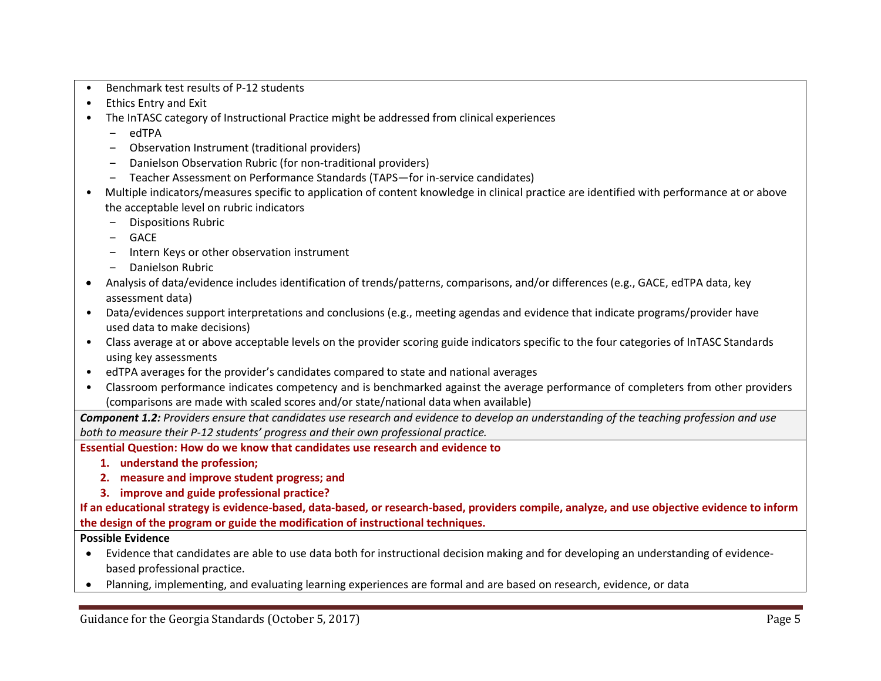- Benchmark test results of P-12 students
- Ethics Entry and Exit
- The InTASC category of Instructional Practice might be addressed from clinical experiences
  - edTPA
  - Observation Instrument (traditional providers)
  - Danielson Observation Rubric (for non-traditional providers)
  - Teacher Assessment on Performance Standards (TAPS—for in-service candidates)
- Multiple indicators/measures specific to application of content knowledge in clinical practice are identified with performance at or above the acceptable level on rubric indicators
  - Dispositions Rubric
  - GACE
  - Intern Keys or other observation instrument
  - Danielson Rubric
- Analysis of data/evidence includes identification of trends/patterns, comparisons, and/or differences (e.g., GACE, edTPA data, key assessment data)
- Data/evidences support interpretations and conclusions (e.g., meeting agendas and evidence that indicate programs/provider have used data to make decisions)
- Class average at or above acceptable levels on the provider scoring guide indicators specific to the four categories of InTASC Standards using key assessments
- edTPA averages for the provider's candidates compared to state and national averages
- Classroom performance indicates competency and is benchmarked against the average performance of completers from other providers (comparisons are made with scaled scores and/or state/national data when available)

***Component 1.2:*** *Providers ensure that candidates use research and evidence to develop an understanding of the teaching profession and use both to measure their P-12 students' progress and their own professional practice.*

**Essential Question: How do we know that candidates use research and evidence to**

1. **understand the profession;**
2. **measure and improve student progress; and**
3. **improve and guide professional practice?**

**If an educational strategy is evidence-based, data-based, or research-based, providers compile, analyze, and use objective evidence to inform the design of the program or guide the modification of instructional techniques.**

**Possible Evidence**

- Evidence that candidates are able to use data both for instructional decision making and for developing an understanding of evidence-based professional practice.
- Planning, implementing, and evaluating learning experiences are formal and are based on research, evidence, or data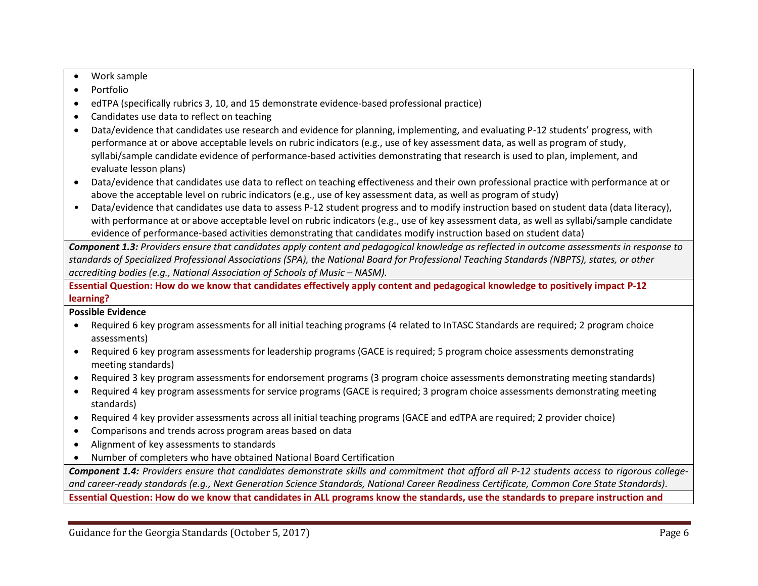- Work sample
- Portfolio
- edTPA (specifically rubrics 3, 10, and 15 demonstrate evidence-based professional practice)
- Candidates use data to reflect on teaching
- Data/evidence that candidates use research and evidence for planning, implementing, and evaluating P-12 students' progress, with performance at or above acceptable levels on rubric indicators (e.g., use of key assessment data, as well as program of study, syllabi/sample candidate evidence of performance-based activities demonstrating that research is used to plan, implement, and evaluate lesson plans)
- Data/evidence that candidates use data to reflect on teaching effectiveness and their own professional practice with performance at or above the acceptable level on rubric indicators (e.g., use of key assessment data, as well as program of study)
- Data/evidence that candidates use data to assess P-12 student progress and to modify instruction based on student data (data literacy), with performance at or above acceptable level on rubric indicators (e.g., use of key assessment data, as well as syllabi/sample candidate evidence of performance-based activities demonstrating that candidates modify instruction based on student data)

***Component 1.3:*** *Providers ensure that candidates apply content and pedagogical knowledge as reflected in outcome assessments in response to standards of Specialized Professional Associations (SPA), the National Board for Professional Teaching Standards (NBPTS), states, or other accrediting bodies (e.g., National Association of Schools of Music – NASM).*

**Essential Question: How do we know that candidates effectively apply content and pedagogical knowledge to positively impact P-12 learning?**

**Possible Evidence**

- Required 6 key program assessments for all initial teaching programs (4 related to InTASC Standards are required; 2 program choice assessments)
- Required 6 key program assessments for leadership programs (GACE is required; 5 program choice assessments demonstrating meeting standards)
- Required 3 key program assessments for endorsement programs (3 program choice assessments demonstrating meeting standards)
- Required 4 key program assessments for service programs (GACE is required; 3 program choice assessments demonstrating meeting standards)
- Required 4 key provider assessments across all initial teaching programs (GACE and edTPA are required; 2 provider choice)
- Comparisons and trends across program areas based on data
- Alignment of key assessments to standards
- Number of completers who have obtained National Board Certification

***Component 1.4:*** *Providers ensure that candidates demonstrate skills and commitment that afford all P-12 students access to rigorous college- and career-ready standards (e.g., Next Generation Science Standards, National Career Readiness Certificate, Common Core State Standards).*

**Essential Question: How do we know that candidates in ALL programs know the standards, use the standards to prepare instruction and**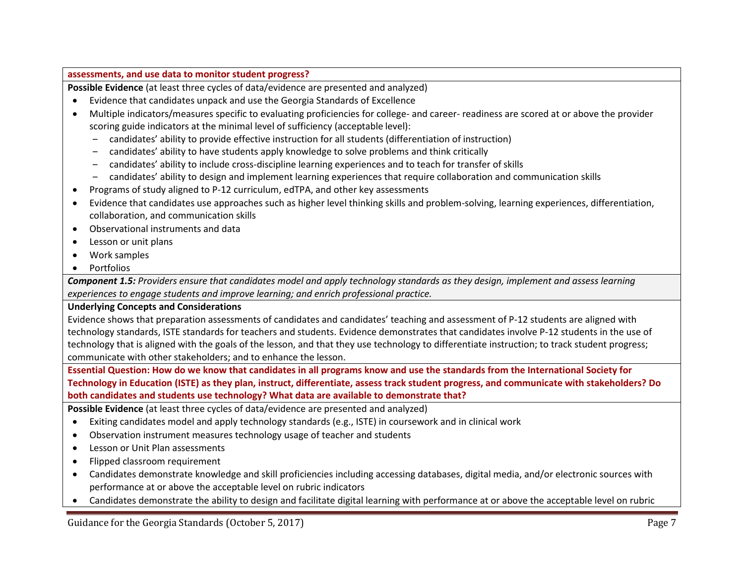**assessments, and use data to monitor student progress?**

**Possible Evidence** (at least three cycles of data/evidence are presented and analyzed)

- Evidence that candidates unpack and use the Georgia Standards of Excellence
- Multiple indicators/measures specific to evaluating proficiencies for college- and career- readiness are scored at or above the provider scoring guide indicators at the minimal level of sufficiency (acceptable level):
  - candidates' ability to provide effective instruction for all students (differentiation of instruction)
  - candidates' ability to have students apply knowledge to solve problems and think critically
  - candidates' ability to include cross-discipline learning experiences and to teach for transfer of skills
  - candidates' ability to design and implement learning experiences that require collaboration and communication skills
- Programs of study aligned to P-12 curriculum, edTPA, and other key assessments
- Evidence that candidates use approaches such as higher level thinking skills and problem-solving, learning experiences, differentiation, collaboration, and communication skills
- Observational instruments and data
- Lesson or unit plans
- Work samples
- Portfolios

***Component 1.5:*** *Providers ensure that candidates model and apply technology standards as they design, implement and assess learning experiences to engage students and improve learning; and enrich professional practice.*

**Underlying Concepts and Considerations**

Evidence shows that preparation assessments of candidates and candidates' teaching and assessment of P-12 students are aligned with technology standards, ISTE standards for teachers and students. Evidence demonstrates that candidates involve P-12 students in the use of technology that is aligned with the goals of the lesson, and that they use technology to differentiate instruction; to track student progress; communicate with other stakeholders; and to enhance the lesson.

**Essential Question: How do we know that candidates in all programs know and use the standards from the International Society for Technology in Education (ISTE) as they plan, instruct, differentiate, assess track student progress, and communicate with stakeholders? Do both candidates and students use technology? What data are available to demonstrate that?**

**Possible Evidence** (at least three cycles of data/evidence are presented and analyzed)

- Exiting candidates model and apply technology standards (e.g., ISTE) in coursework and in clinical work
- Observation instrument measures technology usage of teacher and students
- Lesson or Unit Plan assessments
- Flipped classroom requirement
- Candidates demonstrate knowledge and skill proficiencies including accessing databases, digital media, and/or electronic sources with performance at or above the acceptable level on rubric indicators
- Candidates demonstrate the ability to design and facilitate digital learning with performance at or above the acceptable level on rubric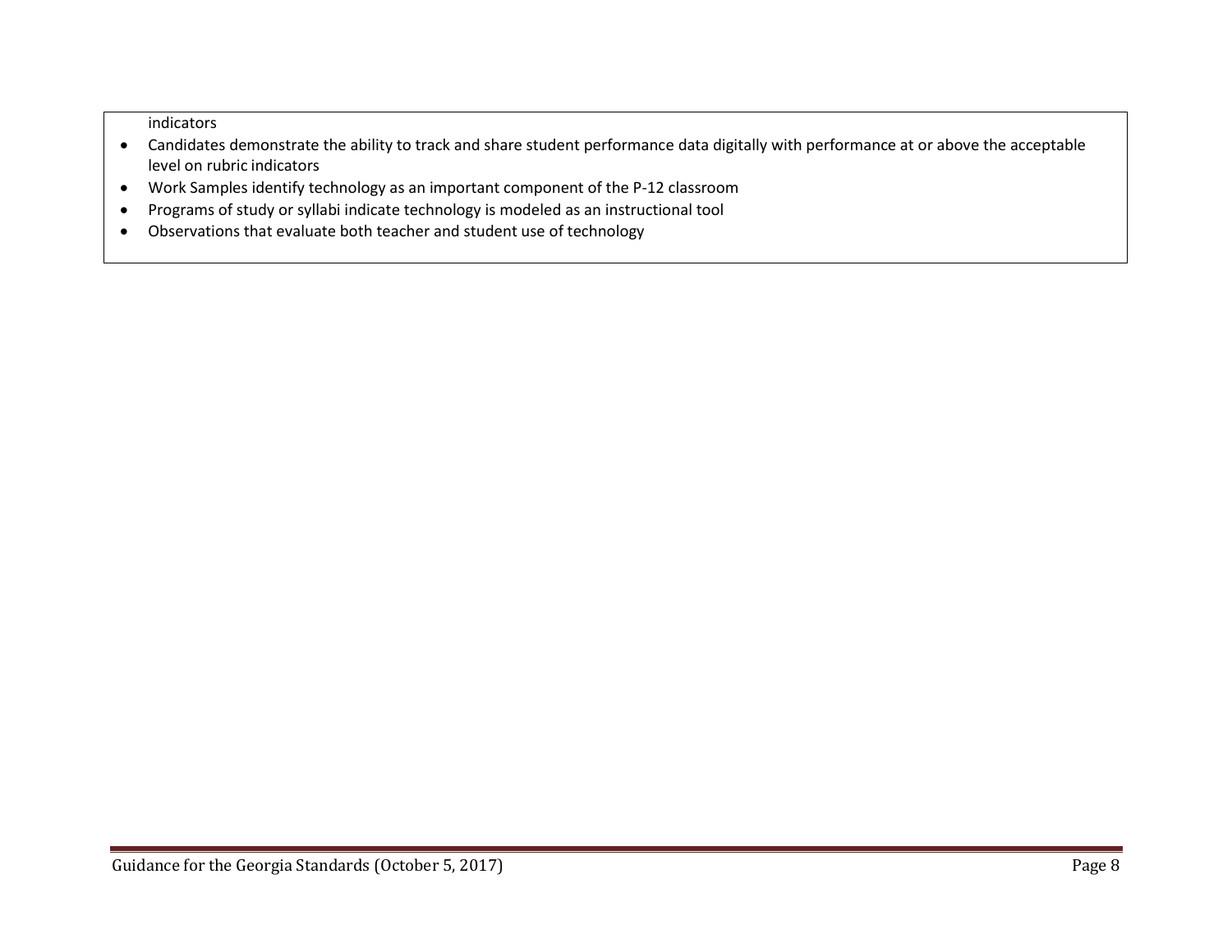indicators

- Candidates demonstrate the ability to track and share student performance data digitally with performance at or above the acceptable level on rubric indicators
- Work Samples identify technology as an important component of the P-12 classroom
- Programs of study or syllabi indicate technology is modeled as an instructional tool
- Observations that evaluate both teacher and student use of technology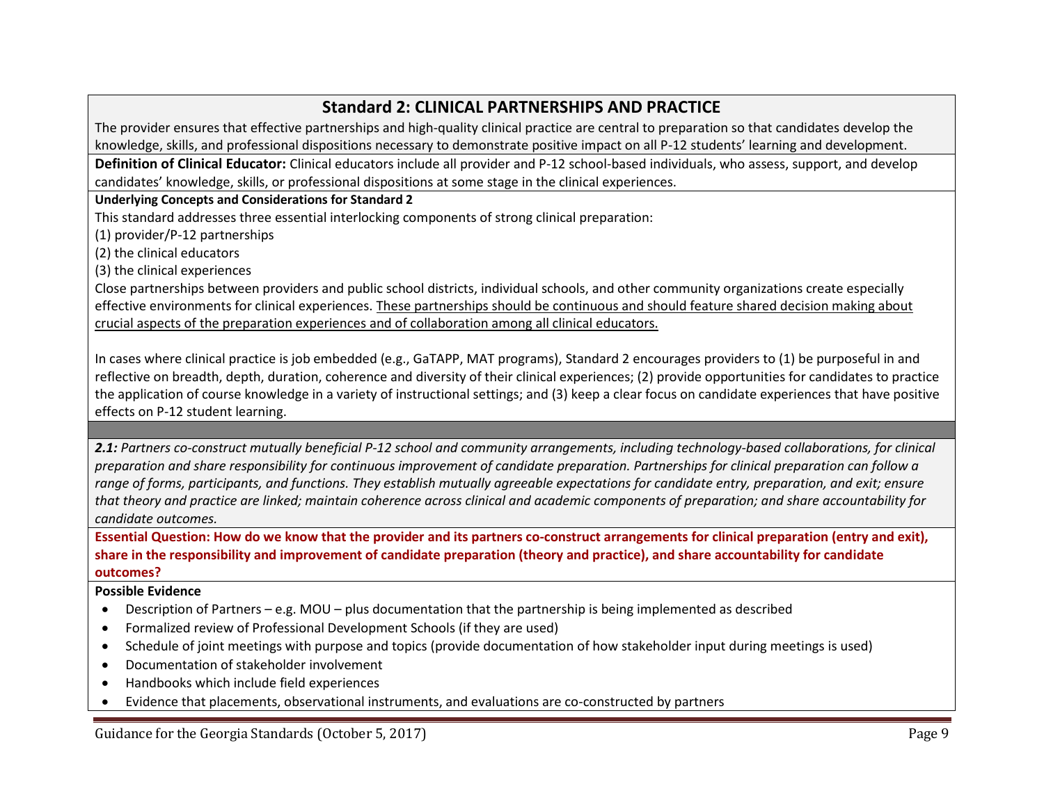## Standard 2: CLINICAL PARTNERSHIPS AND PRACTICE

The provider ensures that effective partnerships and high-quality clinical practice are central to preparation so that candidates develop the knowledge, skills, and professional dispositions necessary to demonstrate positive impact on all P-12 students' learning and development.

**Definition of Clinical Educator:** Clinical educators include all provider and P-12 school-based individuals, who assess, support, and develop candidates' knowledge, skills, or professional dispositions at some stage in the clinical experiences.

**Underlying Concepts and Considerations for Standard 2**

This standard addresses three essential interlocking components of strong clinical preparation:

(1) provider/P-12 partnerships
(2) the clinical educators
(3) the clinical experiences

Close partnerships between providers and public school districts, individual schools, and other community organizations create especially effective environments for clinical experiences. These partnerships should be continuous and should feature shared decision making about crucial aspects of the preparation experiences and of collaboration among all clinical educators.

In cases where clinical practice is job embedded (e.g., GaTAPP, MAT programs), Standard 2 encourages providers to (1) be purposeful in and reflective on breadth, depth, duration, coherence and diversity of their clinical experiences; (2) provide opportunities for candidates to practice the application of course knowledge in a variety of instructional settings; and (3) keep a clear focus on candidate experiences that have positive effects on P-12 student learning.

***2.1:** Partners co-construct mutually beneficial P-12 school and community arrangements, including technology-based collaborations, for clinical preparation and share responsibility for continuous improvement of candidate preparation. Partnerships for clinical preparation can follow a range of forms, participants, and functions. They establish mutually agreeable expectations for candidate entry, preparation, and exit; ensure that theory and practice are linked; maintain coherence across clinical and academic components of preparation; and share accountability for candidate outcomes.*

**Essential Question: How do we know that the provider and its partners co-construct arrangements for clinical preparation (entry and exit), share in the responsibility and improvement of candidate preparation (theory and practice), and share accountability for candidate outcomes?**

**Possible Evidence**

- Description of Partners – e.g. MOU – plus documentation that the partnership is being implemented as described
- Formalized review of Professional Development Schools (if they are used)
- Schedule of joint meetings with purpose and topics (provide documentation of how stakeholder input during meetings is used)
- Documentation of stakeholder involvement
- Handbooks which include field experiences
- Evidence that placements, observational instruments, and evaluations are co-constructed by partners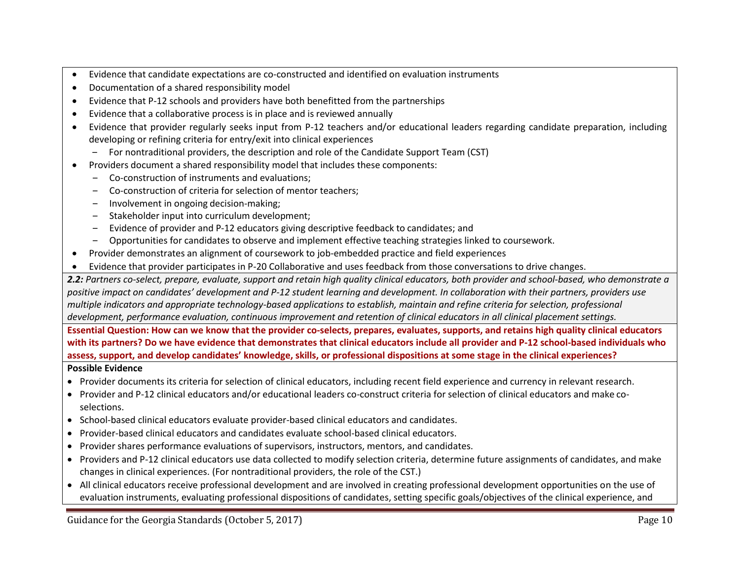- Evidence that candidate expectations are co-constructed and identified on evaluation instruments
- Documentation of a shared responsibility model
- Evidence that P-12 schools and providers have both benefitted from the partnerships
- Evidence that a collaborative process is in place and is reviewed annually
- Evidence that provider regularly seeks input from P-12 teachers and/or educational leaders regarding candidate preparation, including developing or refining criteria for entry/exit into clinical experiences
  - For nontraditional providers, the description and role of the Candidate Support Team (CST)
- Providers document a shared responsibility model that includes these components:
  - Co-construction of instruments and evaluations;
  - Co-construction of criteria for selection of mentor teachers;
  - Involvement in ongoing decision-making;
  - Stakeholder input into curriculum development;
  - Evidence of provider and P-12 educators giving descriptive feedback to candidates; and
  - Opportunities for candidates to observe and implement effective teaching strategies linked to coursework.
- Provider demonstrates an alignment of coursework to job-embedded practice and field experiences
- Evidence that provider participates in P-20 Collaborative and uses feedback from those conversations to drive changes.

***2.2:*** *Partners co-select, prepare, evaluate, support and retain high quality clinical educators, both provider and school-based, who demonstrate a positive impact on candidates' development and P-12 student learning and development. In collaboration with their partners, providers use multiple indicators and appropriate technology-based applications to establish, maintain and refine criteria for selection, professional development, performance evaluation, continuous improvement and retention of clinical educators in all clinical placement settings.*

**Essential Question: How can we know that the provider co-selects, prepares, evaluates, supports, and retains high quality clinical educators with its partners? Do we have evidence that demonstrates that clinical educators include all provider and P-12 school-based individuals who assess, support, and develop candidates' knowledge, skills, or professional dispositions at some stage in the clinical experiences?**

**Possible Evidence**

- Provider documents its criteria for selection of clinical educators, including recent field experience and currency in relevant research.
- Provider and P-12 clinical educators and/or educational leaders co-construct criteria for selection of clinical educators and make co-selections.
- School-based clinical educators evaluate provider-based clinical educators and candidates.
- Provider-based clinical educators and candidates evaluate school-based clinical educators.
- Provider shares performance evaluations of supervisors, instructors, mentors, and candidates.
- Providers and P-12 clinical educators use data collected to modify selection criteria, determine future assignments of candidates, and make changes in clinical experiences. (For nontraditional providers, the role of the CST.)
- All clinical educators receive professional development and are involved in creating professional development opportunities on the use of evaluation instruments, evaluating professional dispositions of candidates, setting specific goals/objectives of the clinical experience, and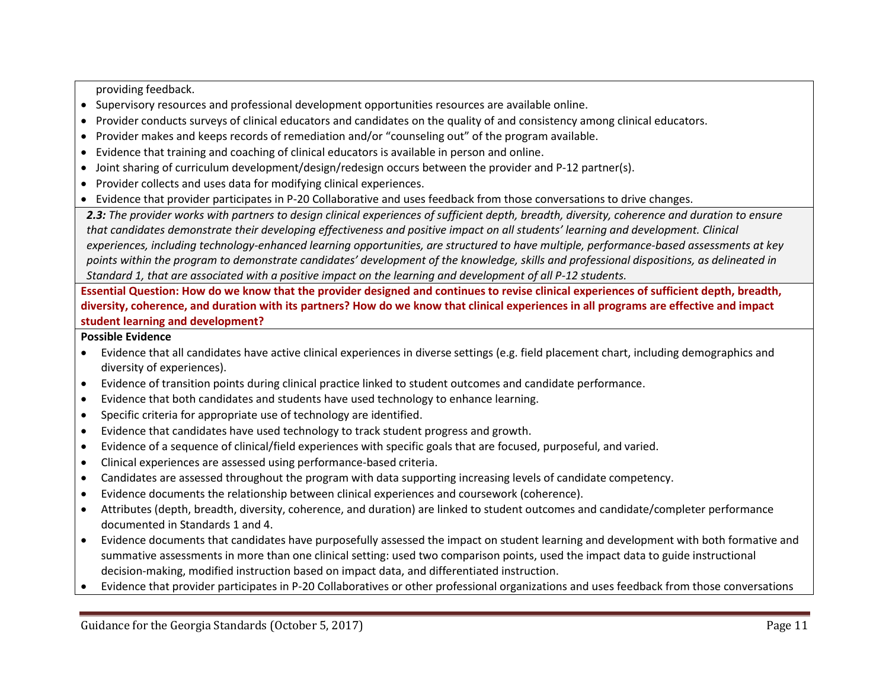providing feedback.

- Supervisory resources and professional development opportunities resources are available online.
- Provider conducts surveys of clinical educators and candidates on the quality of and consistency among clinical educators.
- Provider makes and keeps records of remediation and/or "counseling out" of the program available.
- Evidence that training and coaching of clinical educators is available in person and online.
- Joint sharing of curriculum development/design/redesign occurs between the provider and P-12 partner(s).
- Provider collects and uses data for modifying clinical experiences.
- Evidence that provider participates in P-20 Collaborative and uses feedback from those conversations to drive changes.

***2.3:*** *The provider works with partners to design clinical experiences of sufficient depth, breadth, diversity, coherence and duration to ensure that candidates demonstrate their developing effectiveness and positive impact on all students' learning and development. Clinical experiences, including technology-enhanced learning opportunities, are structured to have multiple, performance-based assessments at key points within the program to demonstrate candidates' development of the knowledge, skills and professional dispositions, as delineated in Standard 1, that are associated with a positive impact on the learning and development of all P-12 students.*

**Essential Question: How do we know that the provider designed and continues to revise clinical experiences of sufficient depth, breadth, diversity, coherence, and duration with its partners? How do we know that clinical experiences in all programs are effective and impact student learning and development?**

**Possible Evidence**

- Evidence that all candidates have active clinical experiences in diverse settings (e.g. field placement chart, including demographics and diversity of experiences).
- Evidence of transition points during clinical practice linked to student outcomes and candidate performance.
- Evidence that both candidates and students have used technology to enhance learning.
- Specific criteria for appropriate use of technology are identified.
- Evidence that candidates have used technology to track student progress and growth.
- Evidence of a sequence of clinical/field experiences with specific goals that are focused, purposeful, and varied.
- Clinical experiences are assessed using performance-based criteria.
- Candidates are assessed throughout the program with data supporting increasing levels of candidate competency.
- Evidence documents the relationship between clinical experiences and coursework (coherence).
- Attributes (depth, breadth, diversity, coherence, and duration) are linked to student outcomes and candidate/completer performance documented in Standards 1 and 4.
- Evidence documents that candidates have purposefully assessed the impact on student learning and development with both formative and summative assessments in more than one clinical setting: used two comparison points, used the impact data to guide instructional decision-making, modified instruction based on impact data, and differentiated instruction.
- Evidence that provider participates in P-20 Collaboratives or other professional organizations and uses feedback from those conversations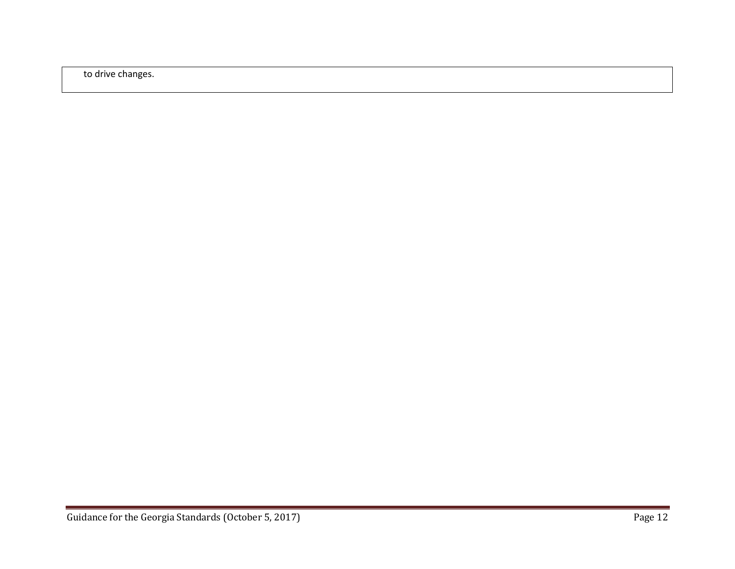to drive changes.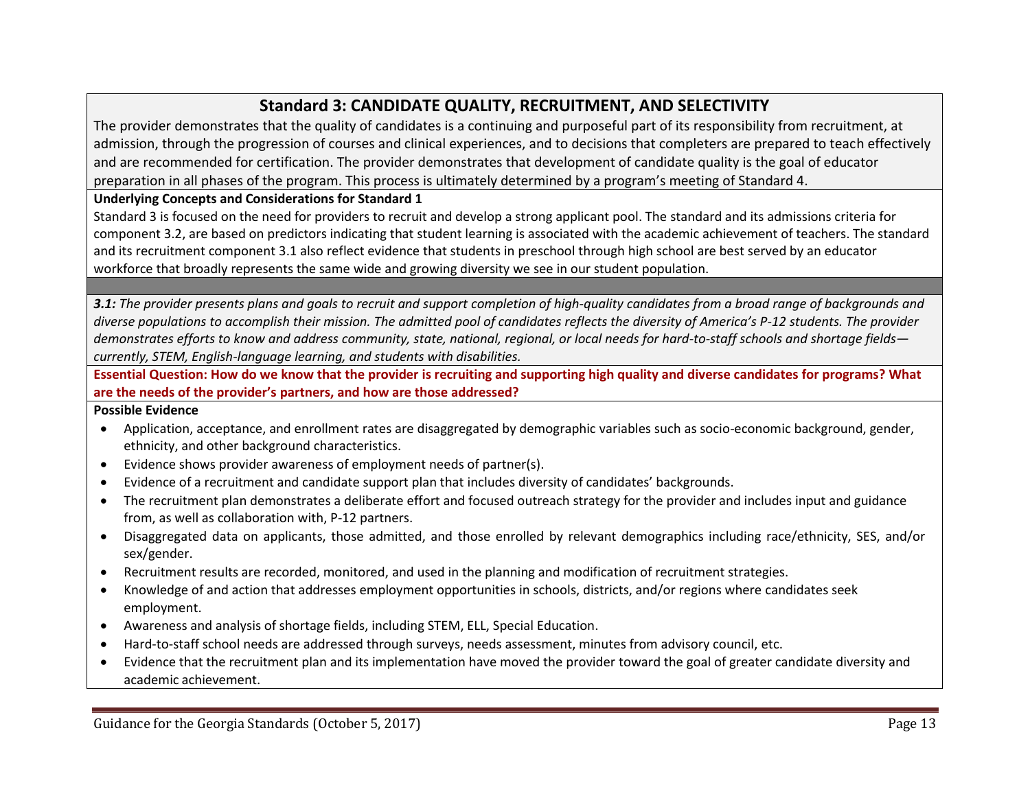## Standard 3: CANDIDATE QUALITY, RECRUITMENT, AND SELECTIVITY

The provider demonstrates that the quality of candidates is a continuing and purposeful part of its responsibility from recruitment, at admission, through the progression of courses and clinical experiences, and to decisions that completers are prepared to teach effectively and are recommended for certification. The provider demonstrates that development of candidate quality is the goal of educator preparation in all phases of the program. This process is ultimately determined by a program's meeting of Standard 4.

**Underlying Concepts and Considerations for Standard 1**

Standard 3 is focused on the need for providers to recruit and develop a strong applicant pool. The standard and its admissions criteria for component 3.2, are based on predictors indicating that student learning is associated with the academic achievement of teachers. The standard and its recruitment component 3.1 also reflect evidence that students in preschool through high school are best served by an educator workforce that broadly represents the same wide and growing diversity we see in our student population.

***3.1:*** *The provider presents plans and goals to recruit and support completion of high-quality candidates from a broad range of backgrounds and diverse populations to accomplish their mission. The admitted pool of candidates reflects the diversity of America's P-12 students. The provider demonstrates efforts to know and address community, state, national, regional, or local needs for hard-to-staff schools and shortage fields—currently, STEM, English-language learning, and students with disabilities.*

**Essential Question: How do we know that the provider is recruiting and supporting high quality and diverse candidates for programs? What are the needs of the provider's partners, and how are those addressed?**

**Possible Evidence**

- Application, acceptance, and enrollment rates are disaggregated by demographic variables such as socio-economic background, gender, ethnicity, and other background characteristics.
- Evidence shows provider awareness of employment needs of partner(s).
- Evidence of a recruitment and candidate support plan that includes diversity of candidates' backgrounds.
- The recruitment plan demonstrates a deliberate effort and focused outreach strategy for the provider and includes input and guidance from, as well as collaboration with, P-12 partners.
- Disaggregated data on applicants, those admitted, and those enrolled by relevant demographics including race/ethnicity, SES, and/or sex/gender.
- Recruitment results are recorded, monitored, and used in the planning and modification of recruitment strategies.
- Knowledge of and action that addresses employment opportunities in schools, districts, and/or regions where candidates seek employment.
- Awareness and analysis of shortage fields, including STEM, ELL, Special Education.
- Hard-to-staff school needs are addressed through surveys, needs assessment, minutes from advisory council, etc.
- Evidence that the recruitment plan and its implementation have moved the provider toward the goal of greater candidate diversity and academic achievement.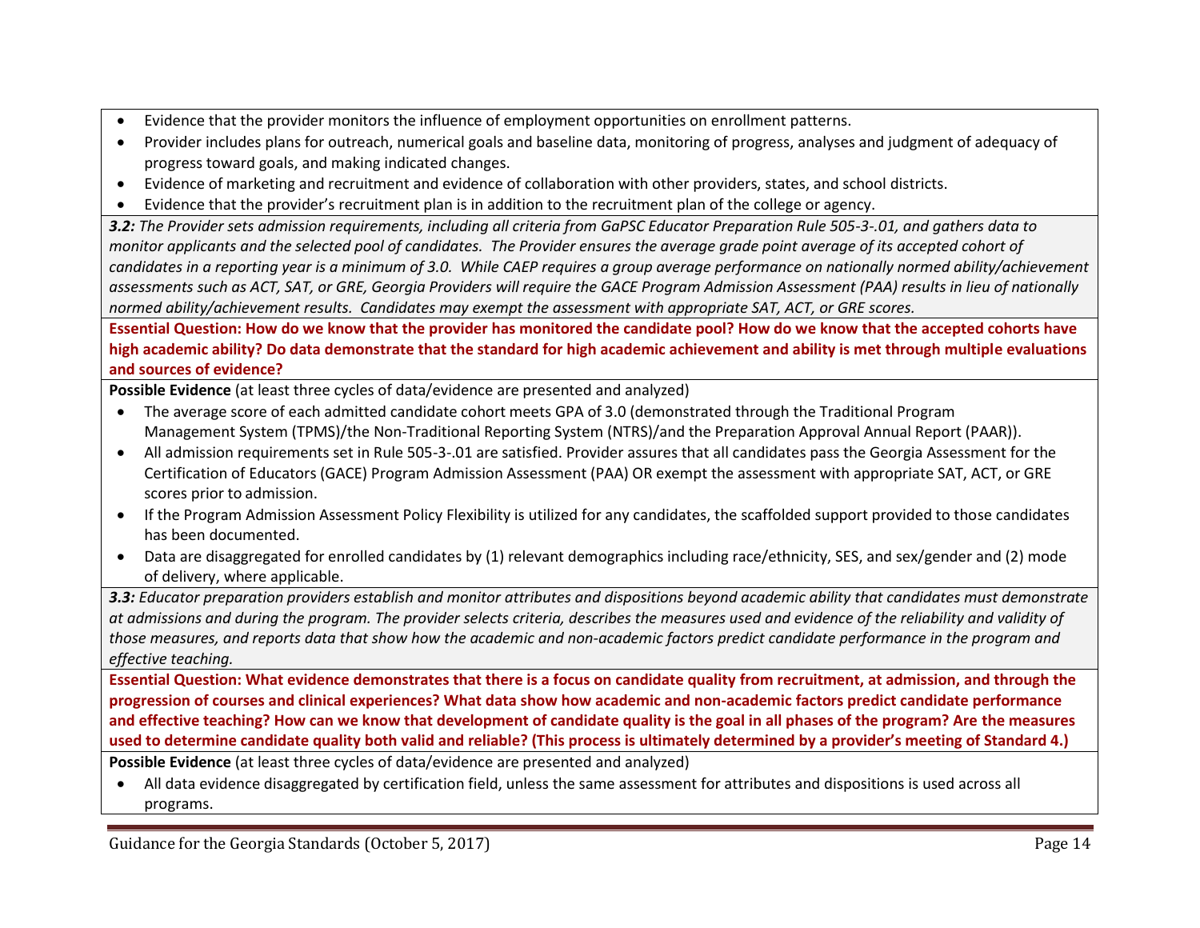- Evidence that the provider monitors the influence of employment opportunities on enrollment patterns.
- Provider includes plans for outreach, numerical goals and baseline data, monitoring of progress, analyses and judgment of adequacy of progress toward goals, and making indicated changes.
- Evidence of marketing and recruitment and evidence of collaboration with other providers, states, and school districts.
- Evidence that the provider's recruitment plan is in addition to the recruitment plan of the college or agency.

***3.2:*** *The Provider sets admission requirements, including all criteria from GaPSC Educator Preparation Rule 505-3-.01, and gathers data to monitor applicants and the selected pool of candidates. The Provider ensures the average grade point average of its accepted cohort of candidates in a reporting year is a minimum of 3.0. While CAEP requires a group average performance on nationally normed ability/achievement assessments such as ACT, SAT, or GRE, Georgia Providers will require the GACE Program Admission Assessment (PAA) results in lieu of nationally normed ability/achievement results. Candidates may exempt the assessment with appropriate SAT, ACT, or GRE scores.*

**Essential Question: How do we know that the provider has monitored the candidate pool? How do we know that the accepted cohorts have high academic ability? Do data demonstrate that the standard for high academic achievement and ability is met through multiple evaluations and sources of evidence?**

**Possible Evidence** (at least three cycles of data/evidence are presented and analyzed)

- The average score of each admitted candidate cohort meets GPA of 3.0 (demonstrated through the Traditional Program Management System (TPMS)/the Non-Traditional Reporting System (NTRS)/and the Preparation Approval Annual Report (PAAR)).
- All admission requirements set in Rule 505-3-.01 are satisfied. Provider assures that all candidates pass the Georgia Assessment for the Certification of Educators (GACE) Program Admission Assessment (PAA) OR exempt the assessment with appropriate SAT, ACT, or GRE scores prior to admission.
- If the Program Admission Assessment Policy Flexibility is utilized for any candidates, the scaffolded support provided to those candidates has been documented.
- Data are disaggregated for enrolled candidates by (1) relevant demographics including race/ethnicity, SES, and sex/gender and (2) mode of delivery, where applicable.

***3.3:*** *Educator preparation providers establish and monitor attributes and dispositions beyond academic ability that candidates must demonstrate at admissions and during the program. The provider selects criteria, describes the measures used and evidence of the reliability and validity of those measures, and reports data that show how the academic and non-academic factors predict candidate performance in the program and effective teaching.*

**Essential Question: What evidence demonstrates that there is a focus on candidate quality from recruitment, at admission, and through the progression of courses and clinical experiences? What data show how academic and non-academic factors predict candidate performance and effective teaching? How can we know that development of candidate quality is the goal in all phases of the program? Are the measures used to determine candidate quality both valid and reliable? (This process is ultimately determined by a provider's meeting of Standard 4.)**

**Possible Evidence** (at least three cycles of data/evidence are presented and analyzed)

- All data evidence disaggregated by certification field, unless the same assessment for attributes and dispositions is used across all programs.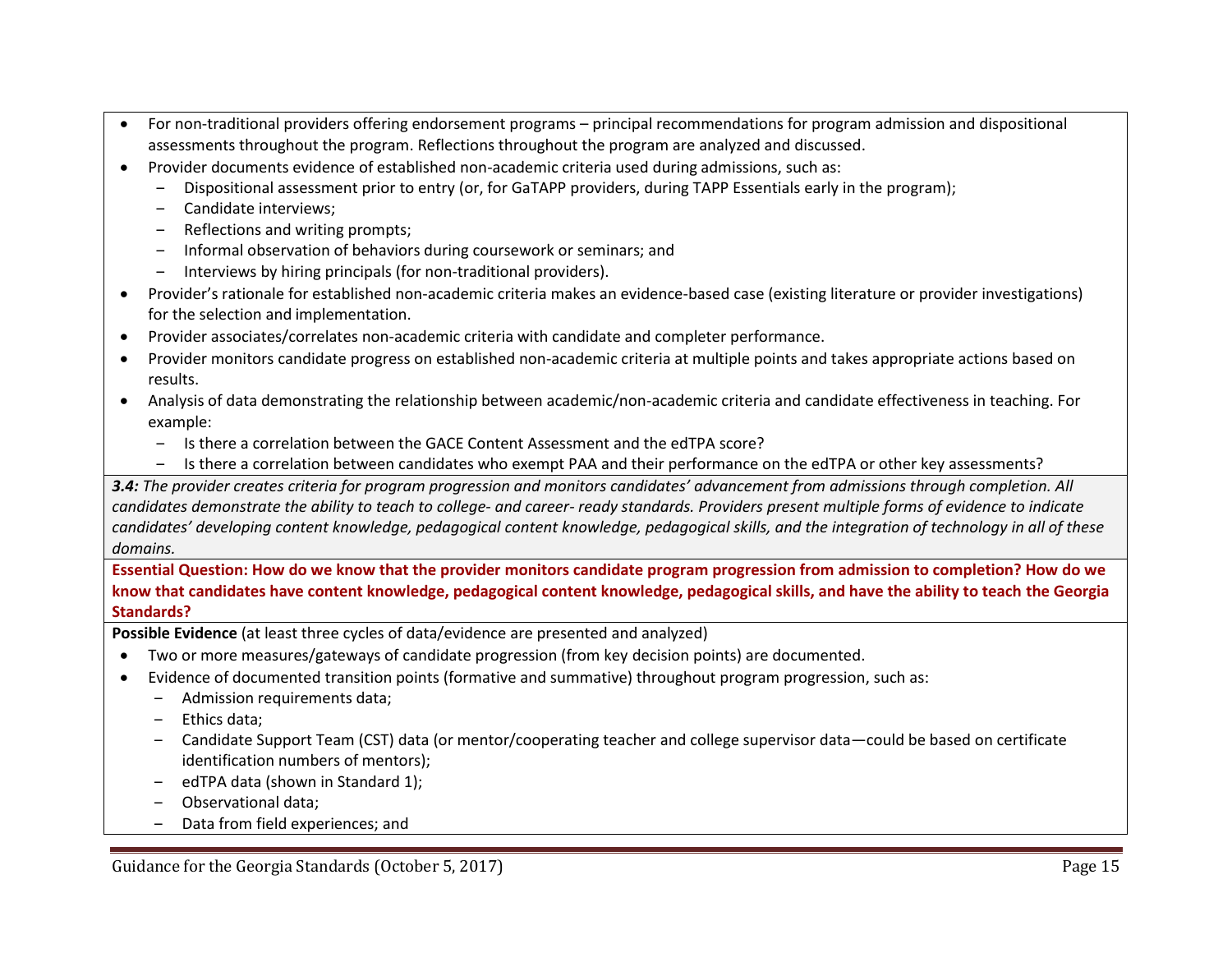- For non-traditional providers offering endorsement programs – principal recommendations for program admission and dispositional assessments throughout the program. Reflections throughout the program are analyzed and discussed.
- Provider documents evidence of established non-academic criteria used during admissions, such as:
  - Dispositional assessment prior to entry (or, for GaTAPP providers, during TAPP Essentials early in the program);
  - Candidate interviews;
  - Reflections and writing prompts;
  - Informal observation of behaviors during coursework or seminars; and
  - Interviews by hiring principals (for non-traditional providers).
- Provider's rationale for established non-academic criteria makes an evidence-based case (existing literature or provider investigations) for the selection and implementation.
- Provider associates/correlates non-academic criteria with candidate and completer performance.
- Provider monitors candidate progress on established non-academic criteria at multiple points and takes appropriate actions based on results.
- Analysis of data demonstrating the relationship between academic/non-academic criteria and candidate effectiveness in teaching. For example:
  - Is there a correlation between the GACE Content Assessment and the edTPA score?
  - Is there a correlation between candidates who exempt PAA and their performance on the edTPA or other key assessments?

***3.4:** The provider creates criteria for program progression and monitors candidates' advancement from admissions through completion. All candidates demonstrate the ability to teach to college- and career- ready standards. Providers present multiple forms of evidence to indicate candidates' developing content knowledge, pedagogical content knowledge, pedagogical skills, and the integration of technology in all of these domains.*

**Essential Question: How do we know that the provider monitors candidate program progression from admission to completion? How do we know that candidates have content knowledge, pedagogical content knowledge, pedagogical skills, and have the ability to teach the Georgia Standards?**

**Possible Evidence** (at least three cycles of data/evidence are presented and analyzed)

- Two or more measures/gateways of candidate progression (from key decision points) are documented.
- Evidence of documented transition points (formative and summative) throughout program progression, such as:
  - Admission requirements data;
  - Ethics data;
  - Candidate Support Team (CST) data (or mentor/cooperating teacher and college supervisor data—could be based on certificate identification numbers of mentors);
  - edTPA data (shown in Standard 1);
  - Observational data;
  - Data from field experiences; and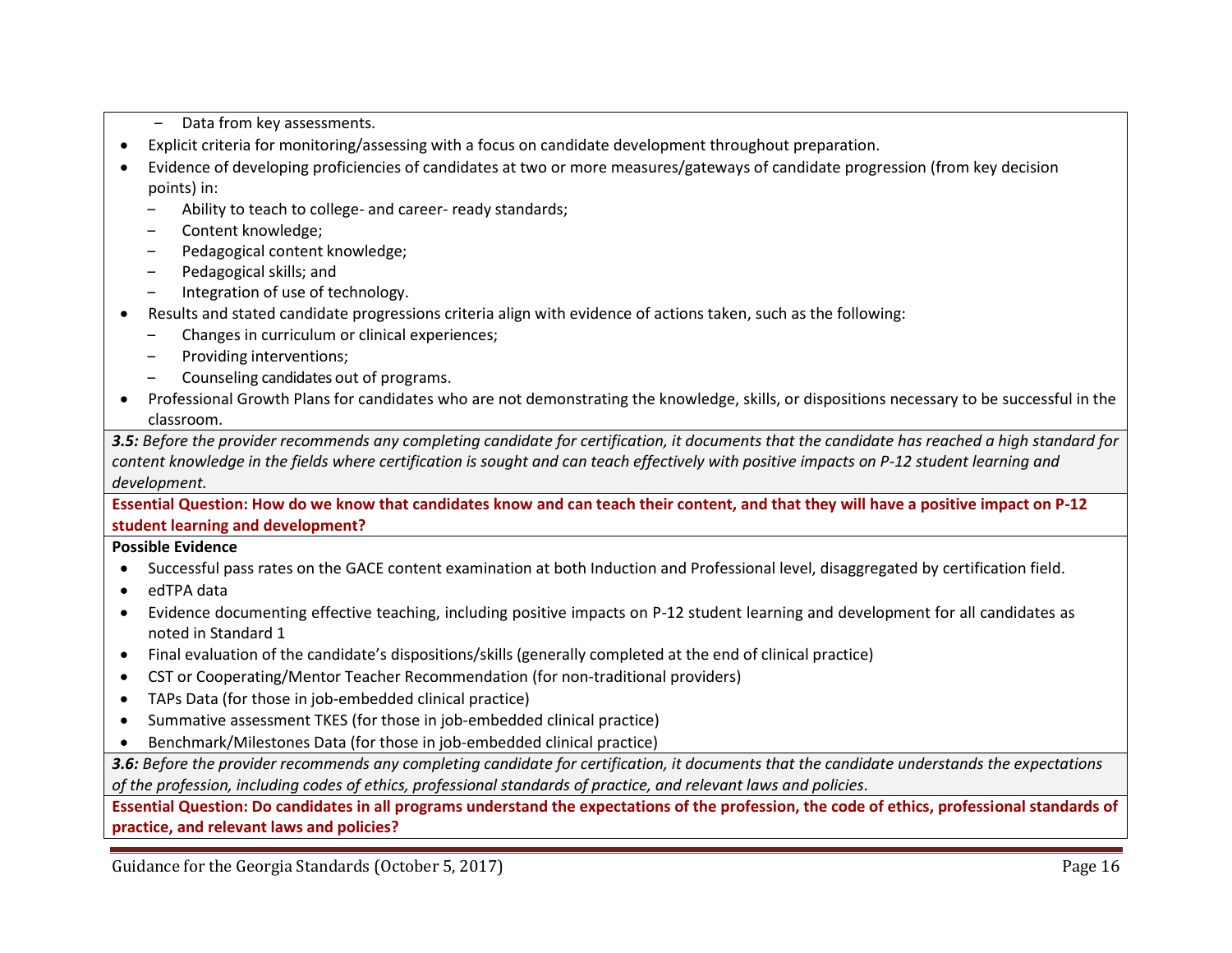- Data from key assessments.
- Explicit criteria for monitoring/assessing with a focus on candidate development throughout preparation.
- Evidence of developing proficiencies of candidates at two or more measures/gateways of candidate progression (from key decision points) in:
  - Ability to teach to college- and career- ready standards;
  - Content knowledge;
  - Pedagogical content knowledge;
  - Pedagogical skills; and
  - Integration of use of technology.
- Results and stated candidate progressions criteria align with evidence of actions taken, such as the following:
  - Changes in curriculum or clinical experiences;
  - Providing interventions;
  - Counseling candidates out of programs.
- Professional Growth Plans for candidates who are not demonstrating the knowledge, skills, or dispositions necessary to be successful in the classroom.

***3.5:*** *Before the provider recommends any completing candidate for certification, it documents that the candidate has reached a high standard for content knowledge in the fields where certification is sought and can teach effectively with positive impacts on P-12 student learning and development.*

**Essential Question: How do we know that candidates know and can teach their content, and that they will have a positive impact on P-12 student learning and development?**

**Possible Evidence**

- Successful pass rates on the GACE content examination at both Induction and Professional level, disaggregated by certification field.
- edTPA data
- Evidence documenting effective teaching, including positive impacts on P-12 student learning and development for all candidates as noted in Standard 1
- Final evaluation of the candidate's dispositions/skills (generally completed at the end of clinical practice)
- CST or Cooperating/Mentor Teacher Recommendation (for non-traditional providers)
- TAPs Data (for those in job-embedded clinical practice)
- Summative assessment TKES (for those in job-embedded clinical practice)
- Benchmark/Milestones Data (for those in job-embedded clinical practice)

***3.6:*** *Before the provider recommends any completing candidate for certification, it documents that the candidate understands the expectations of the profession, including codes of ethics, professional standards of practice, and relevant laws and policies.*

**Essential Question: Do candidates in all programs understand the expectations of the profession, the code of ethics, professional standards of practice, and relevant laws and policies?**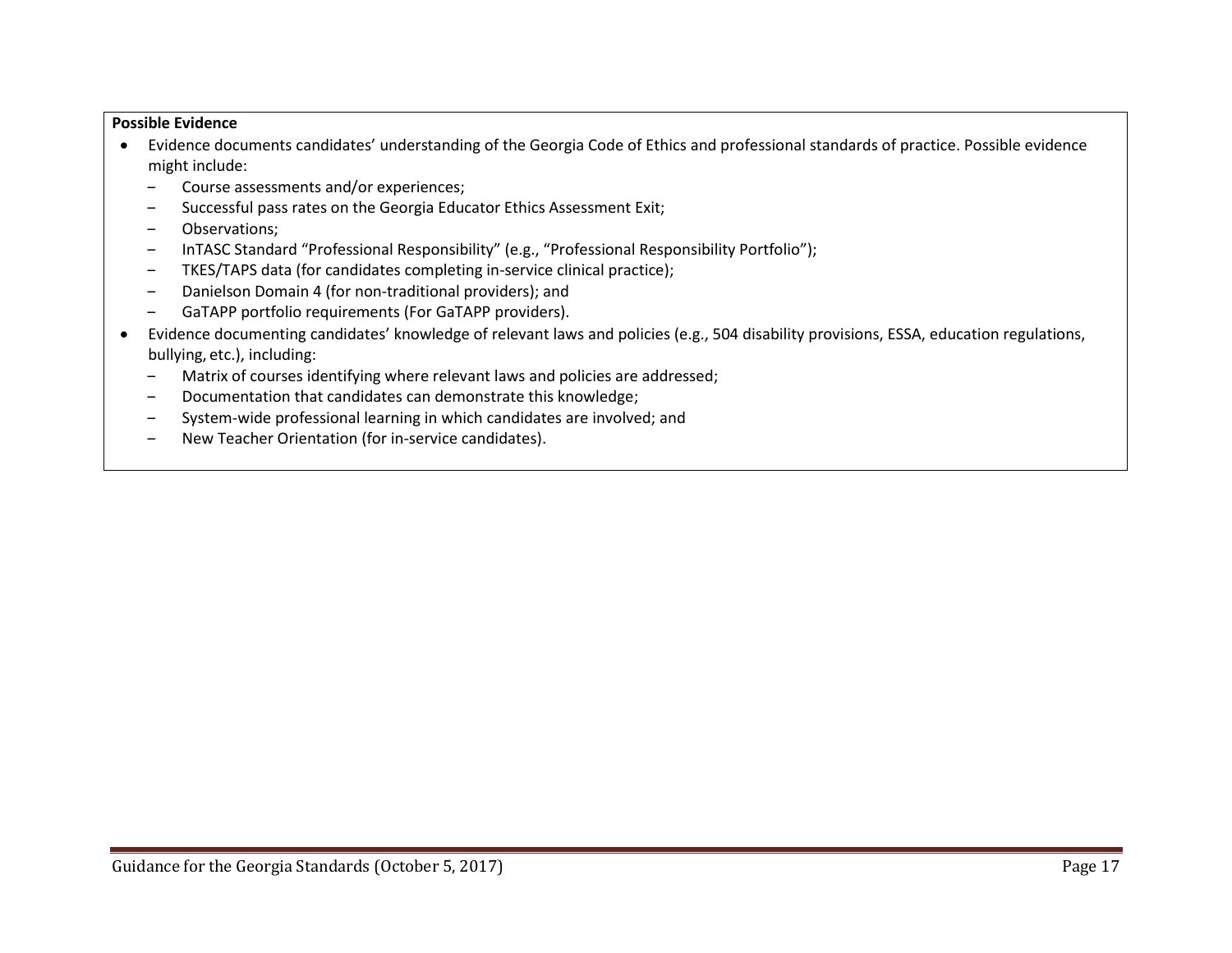**Possible Evidence**

- Evidence documents candidates' understanding of the Georgia Code of Ethics and professional standards of practice. Possible evidence might include:
  - Course assessments and/or experiences;
  - Successful pass rates on the Georgia Educator Ethics Assessment Exit;
  - Observations;
  - InTASC Standard "Professional Responsibility" (e.g., "Professional Responsibility Portfolio");
  - TKES/TAPS data (for candidates completing in-service clinical practice);
  - Danielson Domain 4 (for non-traditional providers); and
  - GaTAPP portfolio requirements (For GaTAPP providers).
- Evidence documenting candidates' knowledge of relevant laws and policies (e.g., 504 disability provisions, ESSA, education regulations, bullying, etc.), including:
  - Matrix of courses identifying where relevant laws and policies are addressed;
  - Documentation that candidates can demonstrate this knowledge;
  - System-wide professional learning in which candidates are involved; and
  - New Teacher Orientation (for in-service candidates).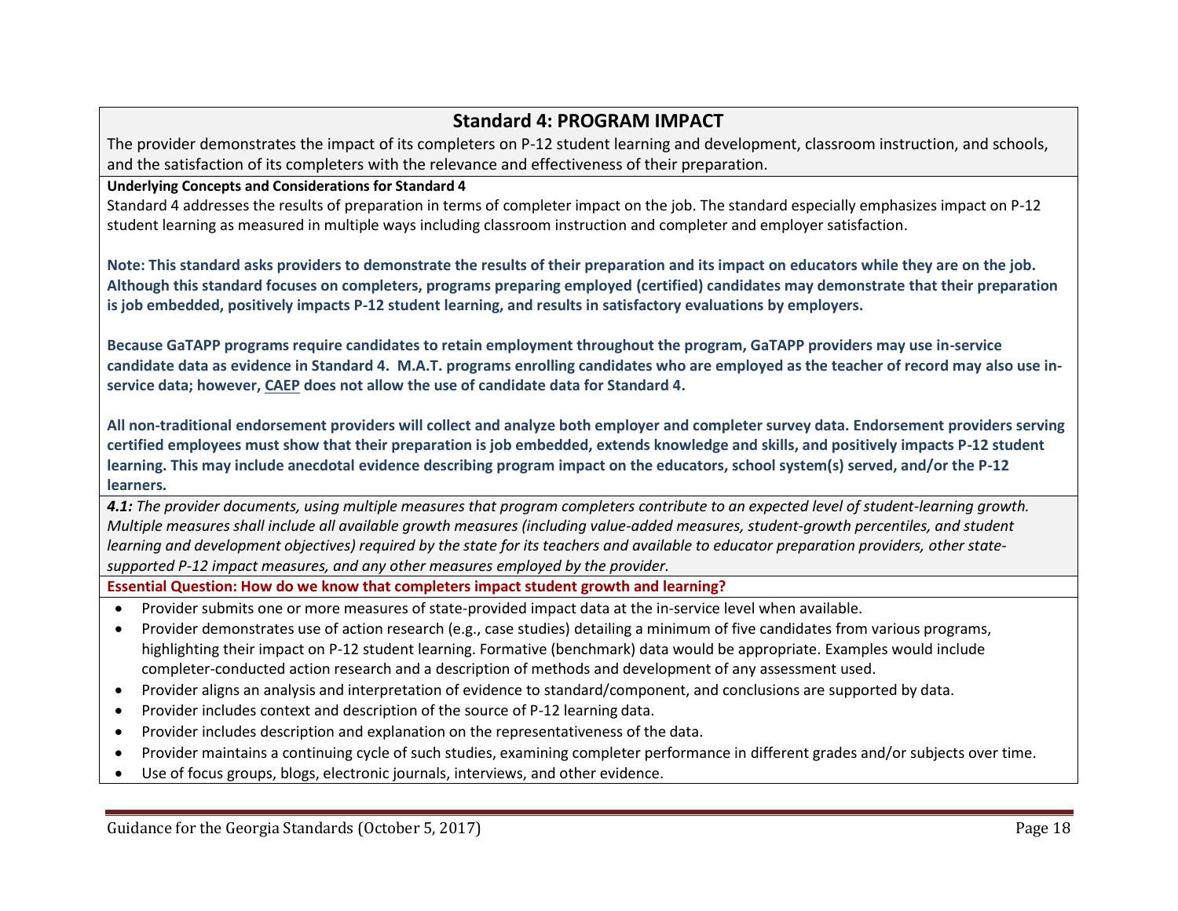## Standard 4: PROGRAM IMPACT

The provider demonstrates the impact of its completers on P-12 student learning and development, classroom instruction, and schools, and the satisfaction of its completers with the relevance and effectiveness of their preparation.

**Underlying Concepts and Considerations for Standard 4**

Standard 4 addresses the results of preparation in terms of completer impact on the job. The standard especially emphasizes impact on P-12 student learning as measured in multiple ways including classroom instruction and completer and employer satisfaction.

**Note: This standard asks providers to demonstrate the results of their preparation and its impact on educators while they are on the job. Although this standard focuses on completers, programs preparing employed (certified) candidates may demonstrate that their preparation is job embedded, positively impacts P-12 student learning, and results in satisfactory evaluations by employers.**

**Because GaTAPP programs require candidates to retain employment throughout the program, GaTAPP providers may use in-service candidate data as evidence in Standard 4. M.A.T. programs enrolling candidates who are employed as the teacher of record may also use in-service data; however, CAEP does not allow the use of candidate data for Standard 4.**

**All non-traditional endorsement providers will collect and analyze both employer and completer survey data. Endorsement providers serving certified employees must show that their preparation is job embedded, extends knowledge and skills, and positively impacts P-12 student learning. This may include anecdotal evidence describing program impact on the educators, school system(s) served, and/or the P-12 learners.**

***4.1:*** *The provider documents, using multiple measures that program completers contribute to an expected level of student-learning growth. Multiple measures shall include all available growth measures (including value-added measures, student-growth percentiles, and student learning and development objectives) required by the state for its teachers and available to educator preparation providers, other state-supported P-12 impact measures, and any other measures employed by the provider.*

**Essential Question: How do we know that completers impact student growth and learning?**

- Provider submits one or more measures of state-provided impact data at the in-service level when available.
- Provider demonstrates use of action research (e.g., case studies) detailing a minimum of five candidates from various programs, highlighting their impact on P-12 student learning. Formative (benchmark) data would be appropriate. Examples would include completer-conducted action research and a description of methods and development of any assessment used.
- Provider aligns an analysis and interpretation of evidence to standard/component, and conclusions are supported by data.
- Provider includes context and description of the source of P-12 learning data.
- Provider includes description and explanation on the representativeness of the data.
- Provider maintains a continuing cycle of such studies, examining completer performance in different grades and/or subjects over time.
- Use of focus groups, blogs, electronic journals, interviews, and other evidence.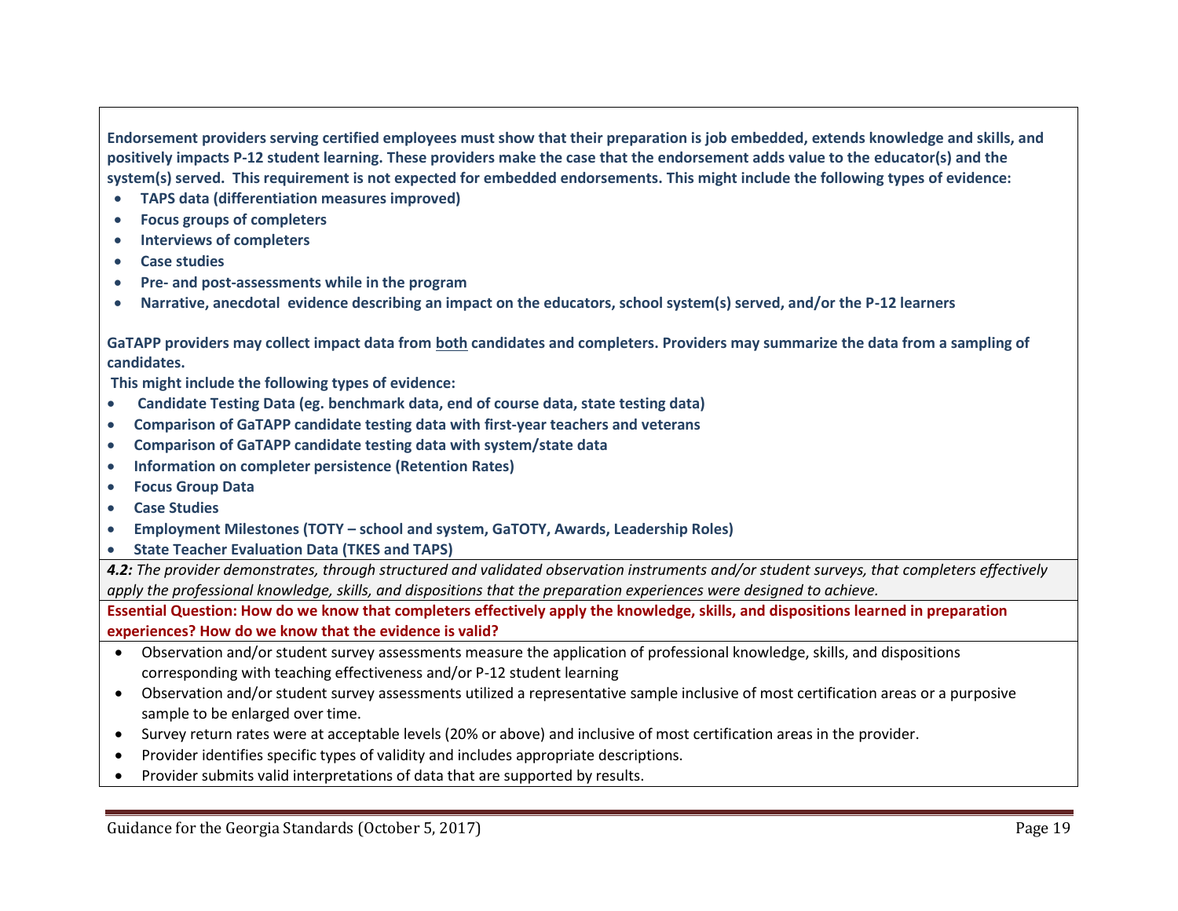**Endorsement providers serving certified employees must show that their preparation is job embedded, extends knowledge and skills, and positively impacts P-12 student learning. These providers make the case that the endorsement adds value to the educator(s) and the system(s) served. This requirement is not expected for embedded endorsements. This might include the following types of evidence:**

- **TAPS data (differentiation measures improved)**
- **Focus groups of completers**
- **Interviews of completers**
- **Case studies**
- **Pre- and post-assessments while in the program**
- **Narrative, anecdotal evidence describing an impact on the educators, school system(s) served, and/or the P-12 learners**

**GaTAPP providers may collect impact data from <u>both</u> candidates and completers. Providers may summarize the data from a sampling of candidates.**

**This might include the following types of evidence:**

- **Candidate Testing Data (eg. benchmark data, end of course data, state testing data)**
- **Comparison of GaTAPP candidate testing data with first-year teachers and veterans**
- **Comparison of GaTAPP candidate testing data with system/state data**
- **Information on completer persistence (Retention Rates)**
- **Focus Group Data**
- **Case Studies**
- **Employment Milestones (TOTY – school and system, GaTOTY, Awards, Leadership Roles)**
- **State Teacher Evaluation Data (TKES and TAPS)**

***4.2:*** *The provider demonstrates, through structured and validated observation instruments and/or student surveys, that completers effectively apply the professional knowledge, skills, and dispositions that the preparation experiences were designed to achieve.*

**Essential Question: How do we know that completers effectively apply the knowledge, skills, and dispositions learned in preparation experiences? How do we know that the evidence is valid?**

- Observation and/or student survey assessments measure the application of professional knowledge, skills, and dispositions corresponding with teaching effectiveness and/or P-12 student learning
- Observation and/or student survey assessments utilized a representative sample inclusive of most certification areas or a purposive sample to be enlarged over time.
- Survey return rates were at acceptable levels (20% or above) and inclusive of most certification areas in the provider.
- Provider identifies specific types of validity and includes appropriate descriptions.
- Provider submits valid interpretations of data that are supported by results.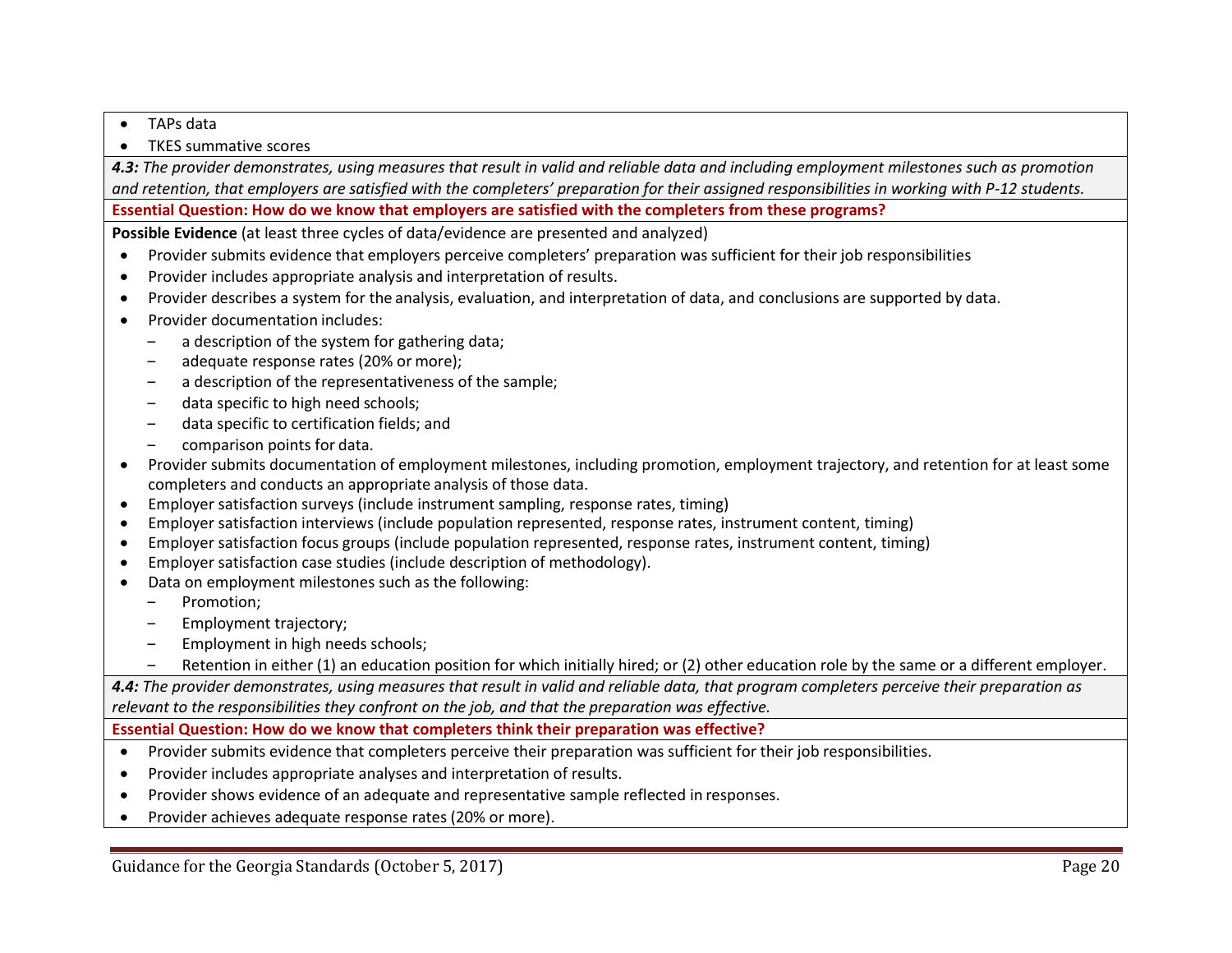- TAPs data
- TKES summative scores

***4.3:*** *The provider demonstrates, using measures that result in valid and reliable data and including employment milestones such as promotion and retention, that employers are satisfied with the completers' preparation for their assigned responsibilities in working with P-12 students.*

**Essential Question: How do we know that employers are satisfied with the completers from these programs?**

**Possible Evidence** (at least three cycles of data/evidence are presented and analyzed)

- Provider submits evidence that employers perceive completers' preparation was sufficient for their job responsibilities
- Provider includes appropriate analysis and interpretation of results.
- Provider describes a system for the analysis, evaluation, and interpretation of data, and conclusions are supported by data.
- Provider documentation includes:
  - a description of the system for gathering data;
  - adequate response rates (20% or more);
  - a description of the representativeness of the sample;
  - data specific to high need schools;
  - data specific to certification fields; and
  - comparison points for data.
- Provider submits documentation of employment milestones, including promotion, employment trajectory, and retention for at least some completers and conducts an appropriate analysis of those data.
- Employer satisfaction surveys (include instrument sampling, response rates, timing)
- Employer satisfaction interviews (include population represented, response rates, instrument content, timing)
- Employer satisfaction focus groups (include population represented, response rates, instrument content, timing)
- Employer satisfaction case studies (include description of methodology).
- Data on employment milestones such as the following:
  - Promotion;
  - Employment trajectory;
  - Employment in high needs schools;
  - Retention in either (1) an education position for which initially hired; or (2) other education role by the same or a different employer.

***4.4:*** *The provider demonstrates, using measures that result in valid and reliable data, that program completers perceive their preparation as relevant to the responsibilities they confront on the job, and that the preparation was effective.*

**Essential Question: How do we know that completers think their preparation was effective?**

- Provider submits evidence that completers perceive their preparation was sufficient for their job responsibilities.
- Provider includes appropriate analyses and interpretation of results.
- Provider shows evidence of an adequate and representative sample reflected in responses.
- Provider achieves adequate response rates (20% or more).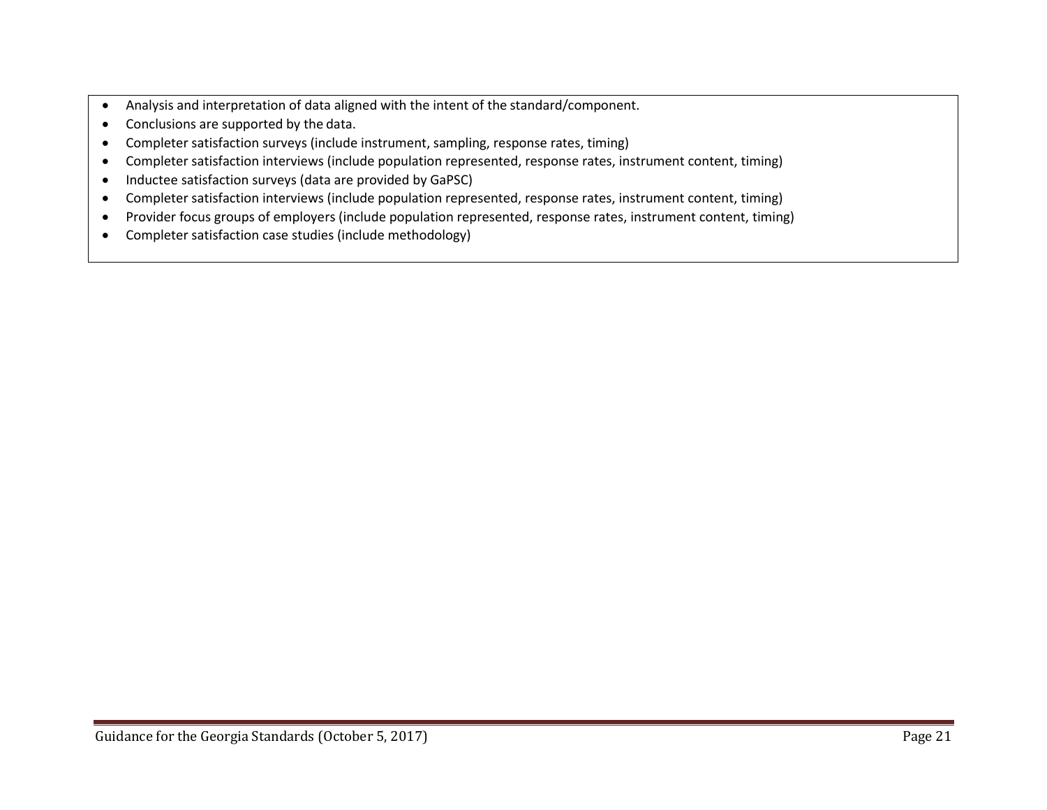- Analysis and interpretation of data aligned with the intent of the standard/component.
- Conclusions are supported by the data.
- Completer satisfaction surveys (include instrument, sampling, response rates, timing)
- Completer satisfaction interviews (include population represented, response rates, instrument content, timing)
- Inductee satisfaction surveys (data are provided by GaPSC)
- Completer satisfaction interviews (include population represented, response rates, instrument content, timing)
- Provider focus groups of employers (include population represented, response rates, instrument content, timing)
- Completer satisfaction case studies (include methodology)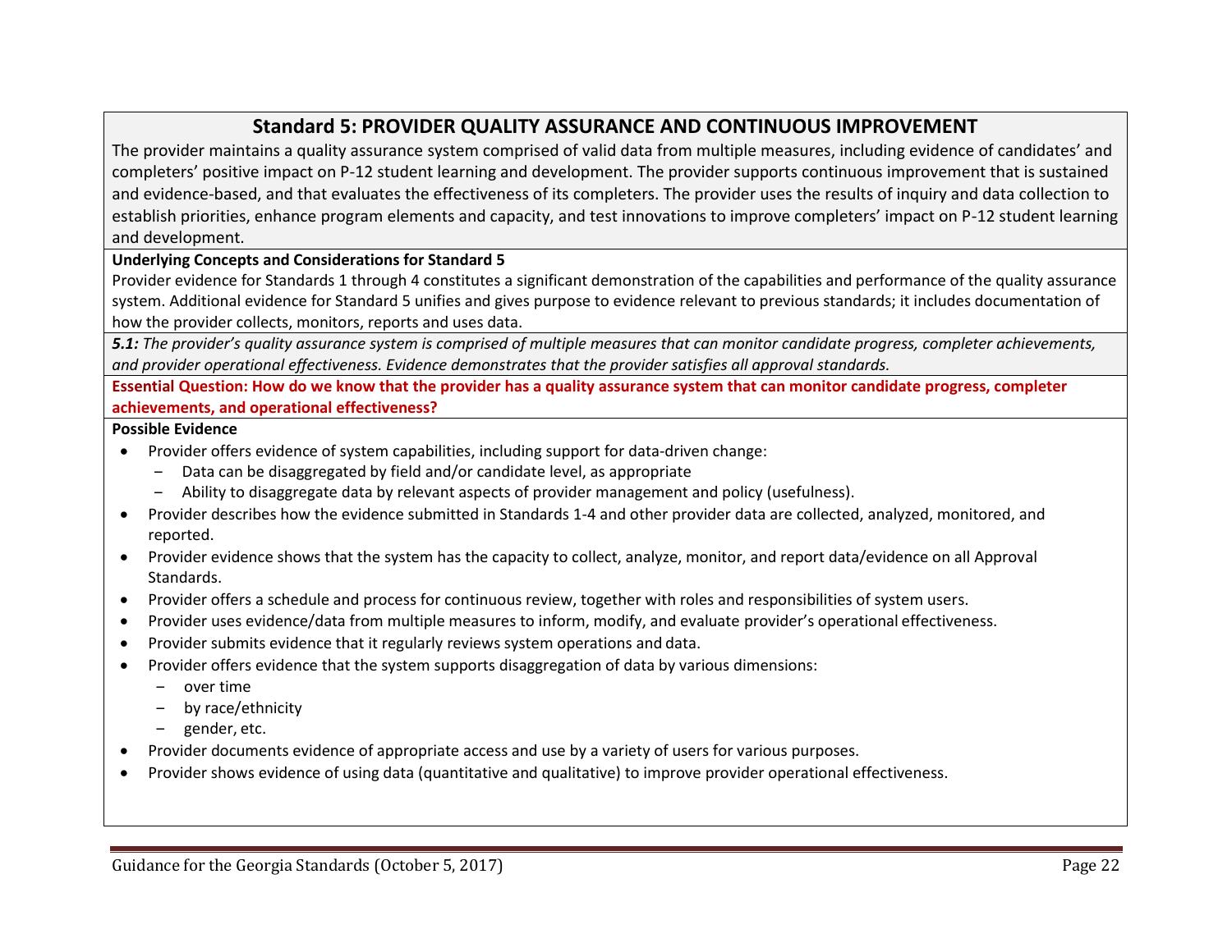## Standard 5: PROVIDER QUALITY ASSURANCE AND CONTINUOUS IMPROVEMENT

The provider maintains a quality assurance system comprised of valid data from multiple measures, including evidence of candidates' and completers' positive impact on P-12 student learning and development. The provider supports continuous improvement that is sustained and evidence-based, and that evaluates the effectiveness of its completers. The provider uses the results of inquiry and data collection to establish priorities, enhance program elements and capacity, and test innovations to improve completers' impact on P-12 student learning and development.

**Underlying Concepts and Considerations for Standard 5**

Provider evidence for Standards 1 through 4 constitutes a significant demonstration of the capabilities and performance of the quality assurance system. Additional evidence for Standard 5 unifies and gives purpose to evidence relevant to previous standards; it includes documentation of how the provider collects, monitors, reports and uses data.

***5.1:*** *The provider's quality assurance system is comprised of multiple measures that can monitor candidate progress, completer achievements, and provider operational effectiveness. Evidence demonstrates that the provider satisfies all approval standards.*

**Essential Question: How do we know that the provider has a quality assurance system that can monitor candidate progress, completer achievements, and operational effectiveness?**

**Possible Evidence**

- Provider offers evidence of system capabilities, including support for data-driven change:
  - Data can be disaggregated by field and/or candidate level, as appropriate
  - Ability to disaggregate data by relevant aspects of provider management and policy (usefulness).
- Provider describes how the evidence submitted in Standards 1-4 and other provider data are collected, analyzed, monitored, and reported.
- Provider evidence shows that the system has the capacity to collect, analyze, monitor, and report data/evidence on all Approval Standards.
- Provider offers a schedule and process for continuous review, together with roles and responsibilities of system users.
- Provider uses evidence/data from multiple measures to inform, modify, and evaluate provider's operational effectiveness.
- Provider submits evidence that it regularly reviews system operations and data.
- Provider offers evidence that the system supports disaggregation of data by various dimensions:
  - over time
  - by race/ethnicity
  - gender, etc.
- Provider documents evidence of appropriate access and use by a variety of users for various purposes.
- Provider shows evidence of using data (quantitative and qualitative) to improve provider operational effectiveness.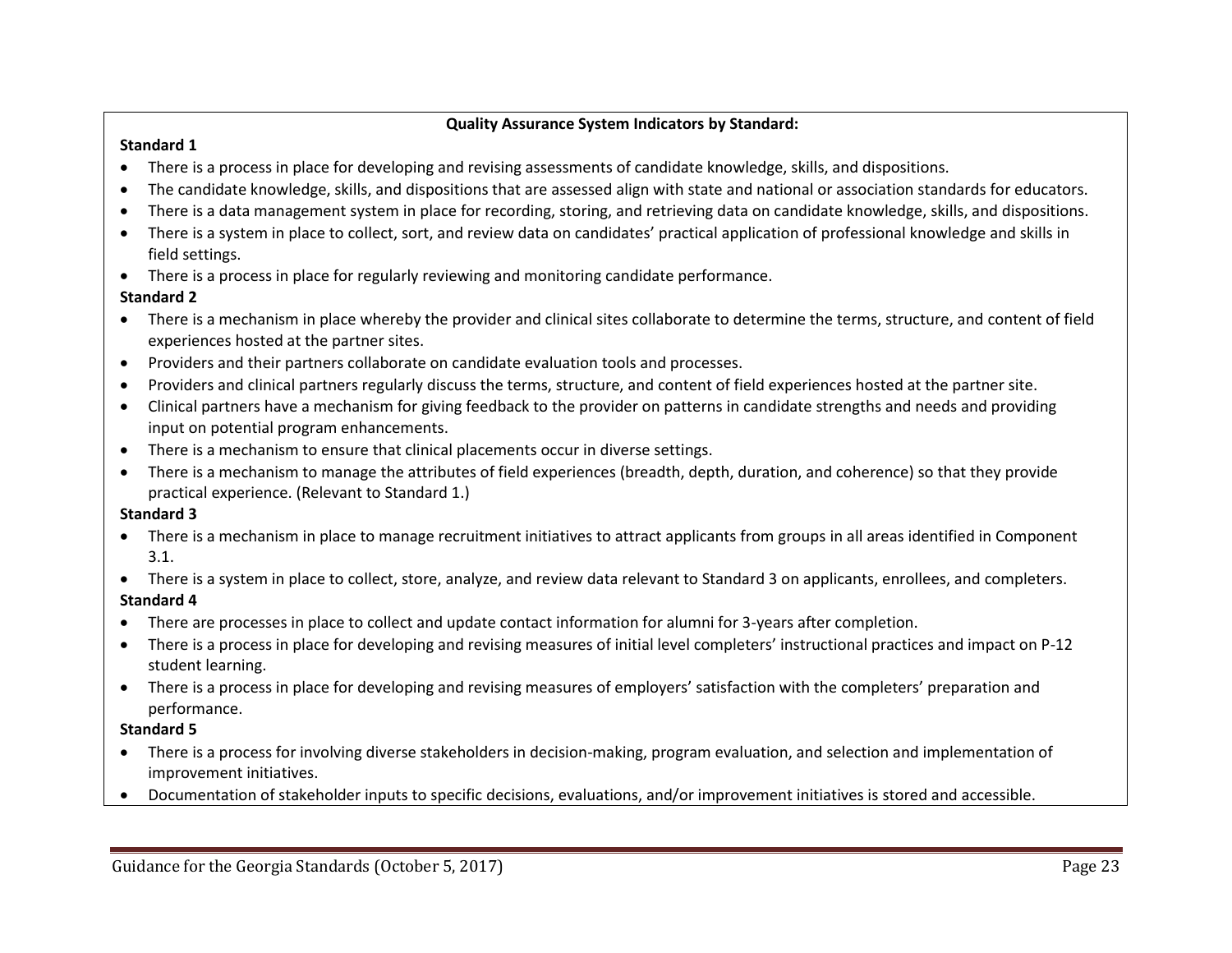**Quality Assurance System Indicators by Standard:**

**Standard 1**

- There is a process in place for developing and revising assessments of candidate knowledge, skills, and dispositions.
- The candidate knowledge, skills, and dispositions that are assessed align with state and national or association standards for educators.
- There is a data management system in place for recording, storing, and retrieving data on candidate knowledge, skills, and dispositions.
- There is a system in place to collect, sort, and review data on candidates' practical application of professional knowledge and skills in field settings.
- There is a process in place for regularly reviewing and monitoring candidate performance.

**Standard 2**

- There is a mechanism in place whereby the provider and clinical sites collaborate to determine the terms, structure, and content of field experiences hosted at the partner sites.
- Providers and their partners collaborate on candidate evaluation tools and processes.
- Providers and clinical partners regularly discuss the terms, structure, and content of field experiences hosted at the partner site.
- Clinical partners have a mechanism for giving feedback to the provider on patterns in candidate strengths and needs and providing input on potential program enhancements.
- There is a mechanism to ensure that clinical placements occur in diverse settings.
- There is a mechanism to manage the attributes of field experiences (breadth, depth, duration, and coherence) so that they provide practical experience. (Relevant to Standard 1.)

**Standard 3**

- There is a mechanism in place to manage recruitment initiatives to attract applicants from groups in all areas identified in Component 3.1.
- There is a system in place to collect, store, analyze, and review data relevant to Standard 3 on applicants, enrollees, and completers.

**Standard 4**

- There are processes in place to collect and update contact information for alumni for 3-years after completion.
- There is a process in place for developing and revising measures of initial level completers' instructional practices and impact on P-12 student learning.
- There is a process in place for developing and revising measures of employers' satisfaction with the completers' preparation and performance.

**Standard 5**

- There is a process for involving diverse stakeholders in decision-making, program evaluation, and selection and implementation of improvement initiatives.
- Documentation of stakeholder inputs to specific decisions, evaluations, and/or improvement initiatives is stored and accessible.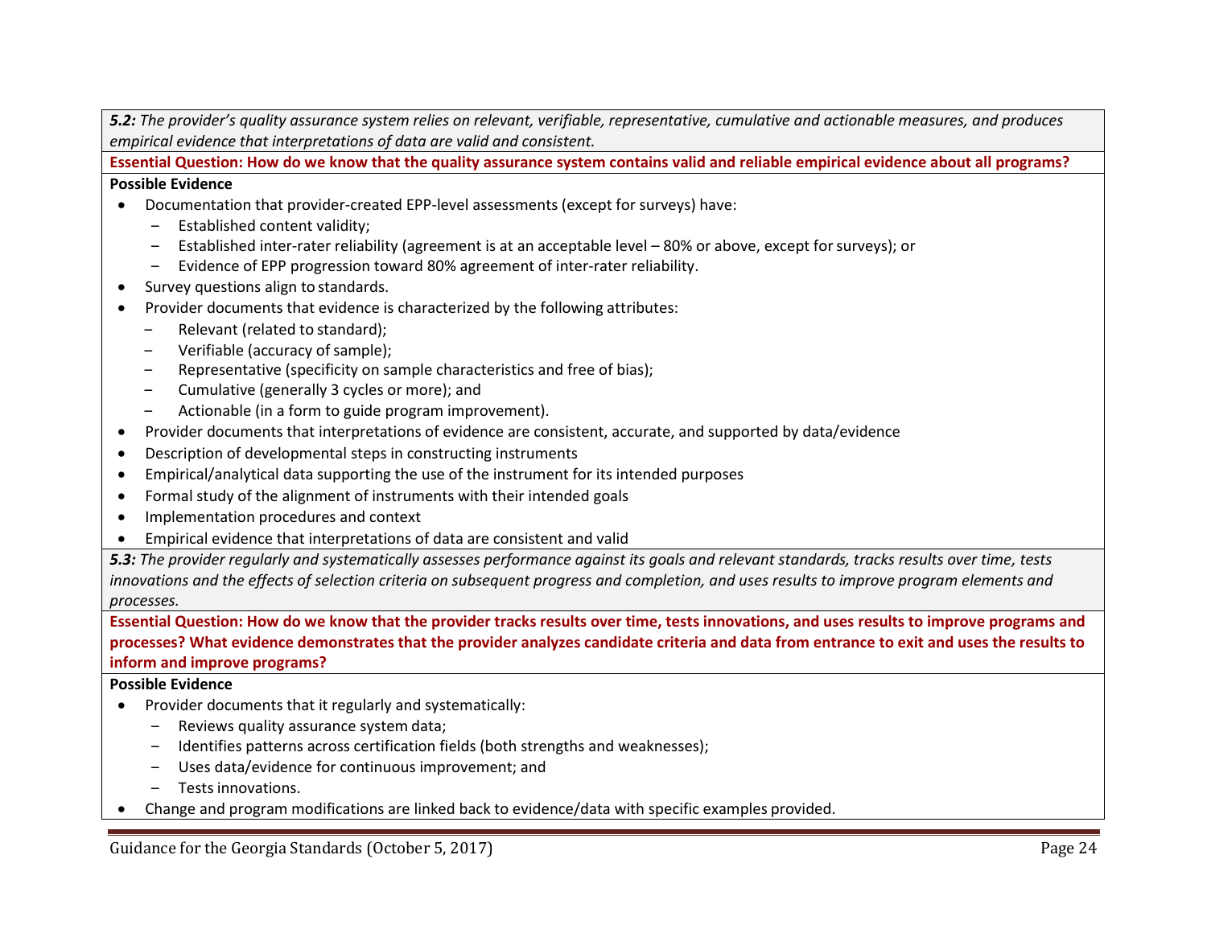***5.2:*** *The provider's quality assurance system relies on relevant, verifiable, representative, cumulative and actionable measures, and produces empirical evidence that interpretations of data are valid and consistent.*

**Essential Question: How do we know that the quality assurance system contains valid and reliable empirical evidence about all programs?**

**Possible Evidence**

- Documentation that provider-created EPP-level assessments (except for surveys) have:
  - Established content validity;
  - Established inter-rater reliability (agreement is at an acceptable level – 80% or above, except for surveys); or
  - Evidence of EPP progression toward 80% agreement of inter-rater reliability.
- Survey questions align to standards.
- Provider documents that evidence is characterized by the following attributes:
  - Relevant (related to standard);
  - Verifiable (accuracy of sample);
  - Representative (specificity on sample characteristics and free of bias);
  - Cumulative (generally 3 cycles or more); and
  - Actionable (in a form to guide program improvement).
- Provider documents that interpretations of evidence are consistent, accurate, and supported by data/evidence
- Description of developmental steps in constructing instruments
- Empirical/analytical data supporting the use of the instrument for its intended purposes
- Formal study of the alignment of instruments with their intended goals
- Implementation procedures and context
- Empirical evidence that interpretations of data are consistent and valid

***5.3:*** *The provider regularly and systematically assesses performance against its goals and relevant standards, tracks results over time, tests innovations and the effects of selection criteria on subsequent progress and completion, and uses results to improve program elements and processes.*

**Essential Question: How do we know that the provider tracks results over time, tests innovations, and uses results to improve programs and processes? What evidence demonstrates that the provider analyzes candidate criteria and data from entrance to exit and uses the results to inform and improve programs?**

**Possible Evidence**

- Provider documents that it regularly and systematically:
  - Reviews quality assurance system data;
  - Identifies patterns across certification fields (both strengths and weaknesses);
  - Uses data/evidence for continuous improvement; and
  - Tests innovations.
- Change and program modifications are linked back to evidence/data with specific examples provided.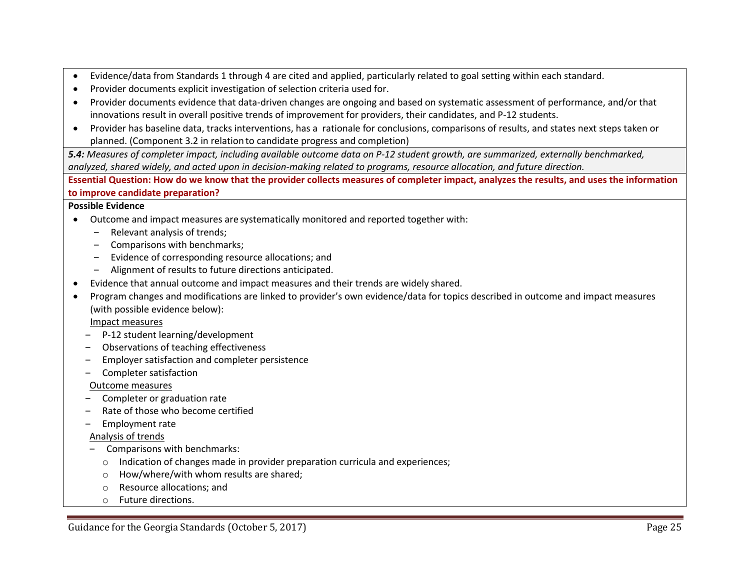- Evidence/data from Standards 1 through 4 are cited and applied, particularly related to goal setting within each standard.
- Provider documents explicit investigation of selection criteria used for.
- Provider documents evidence that data-driven changes are ongoing and based on systematic assessment of performance, and/or that innovations result in overall positive trends of improvement for providers, their candidates, and P-12 students.
- Provider has baseline data, tracks interventions, has a rationale for conclusions, comparisons of results, and states next steps taken or planned. (Component 3.2 in relation to candidate progress and completion)

***5.4:*** *Measures of completer impact, including available outcome data on P-12 student growth, are summarized, externally benchmarked, analyzed, shared widely, and acted upon in decision-making related to programs, resource allocation, and future direction.*

**Essential Question: How do we know that the provider collects measures of completer impact, analyzes the results, and uses the information to improve candidate preparation?**

**Possible Evidence**

- Outcome and impact measures are systematically monitored and reported together with:
  - Relevant analysis of trends;
  - Comparisons with benchmarks;
  - Evidence of corresponding resource allocations; and
  - Alignment of results to future directions anticipated.
- Evidence that annual outcome and impact measures and their trends are widely shared.
- Program changes and modifications are linked to provider's own evidence/data for topics described in outcome and impact measures (with possible evidence below):

  Impact measures
  - P-12 student learning/development
  - Observations of teaching effectiveness
  - Employer satisfaction and completer persistence
  - Completer satisfaction

  Outcome measures
  - Completer or graduation rate
  - Rate of those who become certified
  - Employment rate

  Analysis of trends
  - Comparisons with benchmarks:
    - Indication of changes made in provider preparation curricula and experiences;
    - How/where/with whom results are shared;
    - Resource allocations; and
    - Future directions.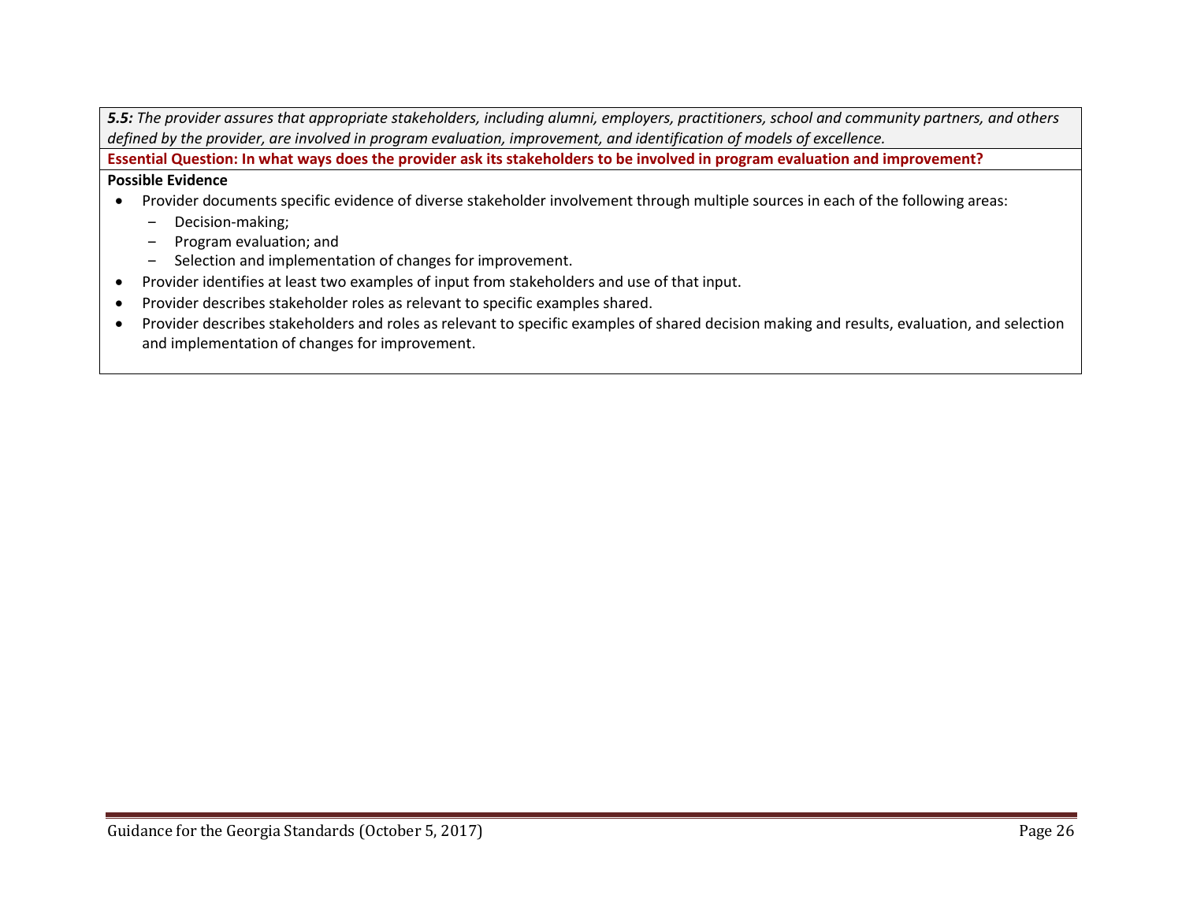***5.5:*** *The provider assures that appropriate stakeholders, including alumni, employers, practitioners, school and community partners, and others defined by the provider, are involved in program evaluation, improvement, and identification of models of excellence.*

**Essential Question: In what ways does the provider ask its stakeholders to be involved in program evaluation and improvement?**

**Possible Evidence**

- Provider documents specific evidence of diverse stakeholder involvement through multiple sources in each of the following areas:
  - Decision-making;
  - Program evaluation; and
  - Selection and implementation of changes for improvement.
- Provider identifies at least two examples of input from stakeholders and use of that input.
- Provider describes stakeholder roles as relevant to specific examples shared.
- Provider describes stakeholders and roles as relevant to specific examples of shared decision making and results, evaluation, and selection and implementation of changes for improvement.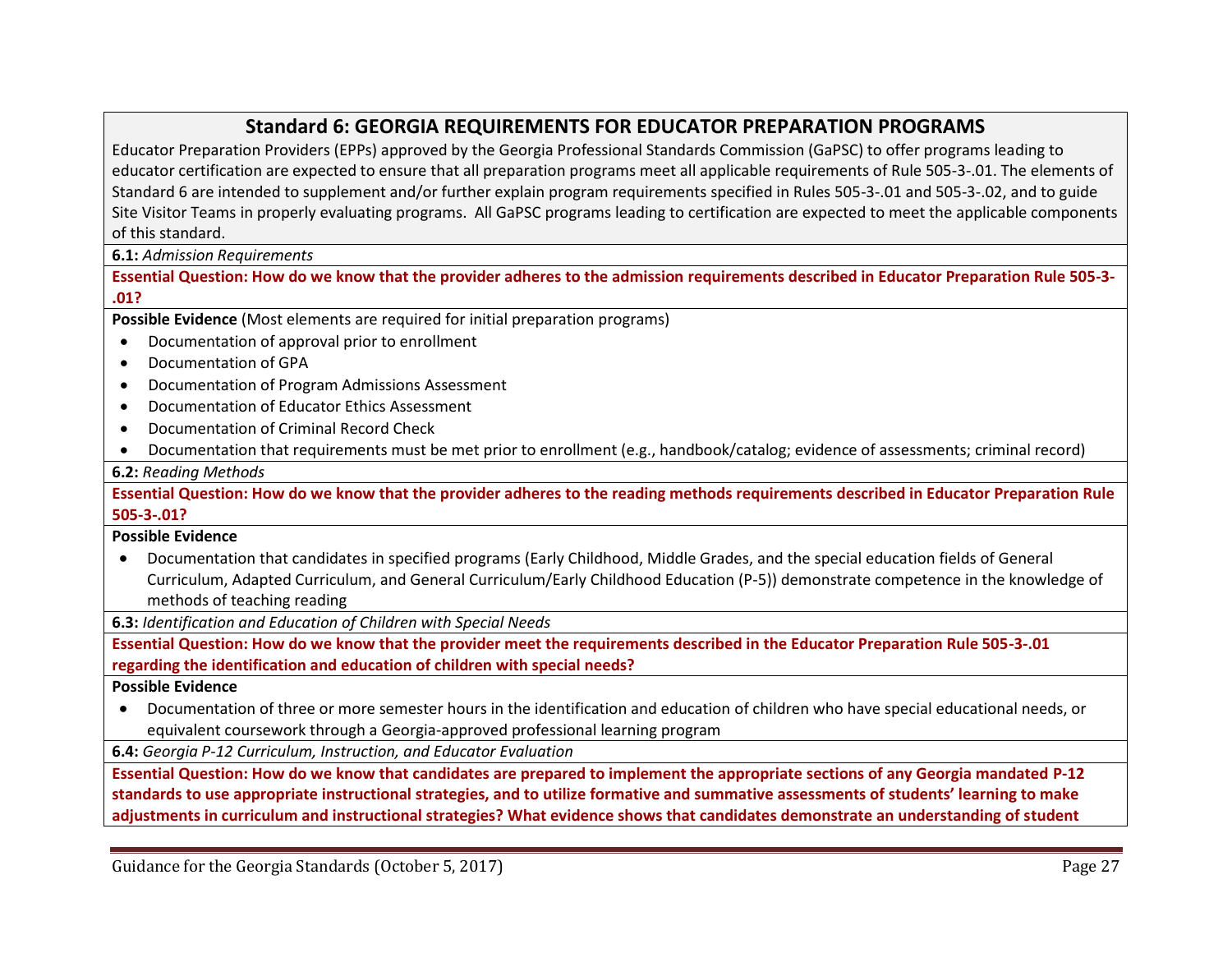## Standard 6: GEORGIA REQUIREMENTS FOR EDUCATOR PREPARATION PROGRAMS

Educator Preparation Providers (EPPs) approved by the Georgia Professional Standards Commission (GaPSC) to offer programs leading to educator certification are expected to ensure that all preparation programs meet all applicable requirements of Rule 505-3-.01. The elements of Standard 6 are intended to supplement and/or further explain program requirements specified in Rules 505-3-.01 and 505-3-.02, and to guide Site Visitor Teams in properly evaluating programs. All GaPSC programs leading to certification are expected to meet the applicable components of this standard.

**6.1:** *Admission Requirements*

**Essential Question: How do we know that the provider adheres to the admission requirements described in Educator Preparation Rule 505-3-.01?**

**Possible Evidence** (Most elements are required for initial preparation programs)

- Documentation of approval prior to enrollment
- Documentation of GPA
- Documentation of Program Admissions Assessment
- Documentation of Educator Ethics Assessment
- Documentation of Criminal Record Check
- Documentation that requirements must be met prior to enrollment (e.g., handbook/catalog; evidence of assessments; criminal record)

**6.2:** *Reading Methods*

**Essential Question: How do we know that the provider adheres to the reading methods requirements described in Educator Preparation Rule 505-3-.01?**

**Possible Evidence**

- Documentation that candidates in specified programs (Early Childhood, Middle Grades, and the special education fields of General Curriculum, Adapted Curriculum, and General Curriculum/Early Childhood Education (P-5)) demonstrate competence in the knowledge of methods of teaching reading

**6.3:** *Identification and Education of Children with Special Needs*

**Essential Question: How do we know that the provider meet the requirements described in the Educator Preparation Rule 505-3-.01 regarding the identification and education of children with special needs?**

**Possible Evidence**

- Documentation of three or more semester hours in the identification and education of children who have special educational needs, or equivalent coursework through a Georgia-approved professional learning program

**6.4:** *Georgia P-12 Curriculum, Instruction, and Educator Evaluation*

**Essential Question: How do we know that candidates are prepared to implement the appropriate sections of any Georgia mandated P-12 standards to use appropriate instructional strategies, and to utilize formative and summative assessments of students' learning to make adjustments in curriculum and instructional strategies? What evidence shows that candidates demonstrate an understanding of student**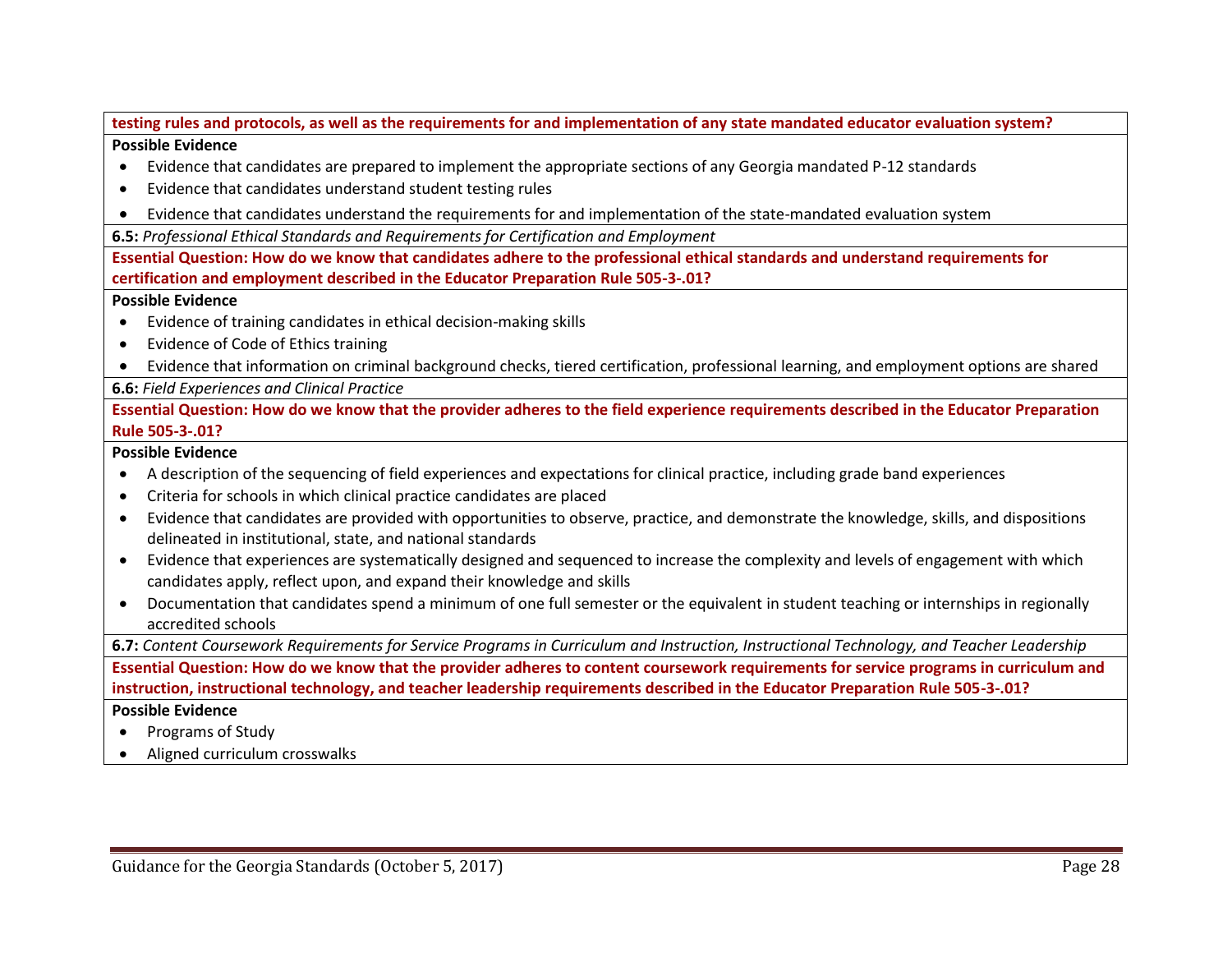**testing rules and protocols, as well as the requirements for and implementation of any state mandated educator evaluation system?**

**Possible Evidence**

- Evidence that candidates are prepared to implement the appropriate sections of any Georgia mandated P-12 standards
- Evidence that candidates understand student testing rules
- Evidence that candidates understand the requirements for and implementation of the state-mandated evaluation system

**6.5:** *Professional Ethical Standards and Requirements for Certification and Employment*

**Essential Question: How do we know that candidates adhere to the professional ethical standards and understand requirements for certification and employment described in the Educator Preparation Rule 505-3-.01?**

**Possible Evidence**

- Evidence of training candidates in ethical decision-making skills
- Evidence of Code of Ethics training
- Evidence that information on criminal background checks, tiered certification, professional learning, and employment options are shared

**6.6:** *Field Experiences and Clinical Practice*

**Essential Question: How do we know that the provider adheres to the field experience requirements described in the Educator Preparation Rule 505-3-.01?**

**Possible Evidence**

- A description of the sequencing of field experiences and expectations for clinical practice, including grade band experiences
- Criteria for schools in which clinical practice candidates are placed
- Evidence that candidates are provided with opportunities to observe, practice, and demonstrate the knowledge, skills, and dispositions delineated in institutional, state, and national standards
- Evidence that experiences are systematically designed and sequenced to increase the complexity and levels of engagement with which candidates apply, reflect upon, and expand their knowledge and skills
- Documentation that candidates spend a minimum of one full semester or the equivalent in student teaching or internships in regionally accredited schools

**6.7:** *Content Coursework Requirements for Service Programs in Curriculum and Instruction, Instructional Technology, and Teacher Leadership*

**Essential Question: How do we know that the provider adheres to content coursework requirements for service programs in curriculum and instruction, instructional technology, and teacher leadership requirements described in the Educator Preparation Rule 505-3-.01?**

**Possible Evidence**

- Programs of Study
- Aligned curriculum crosswalks